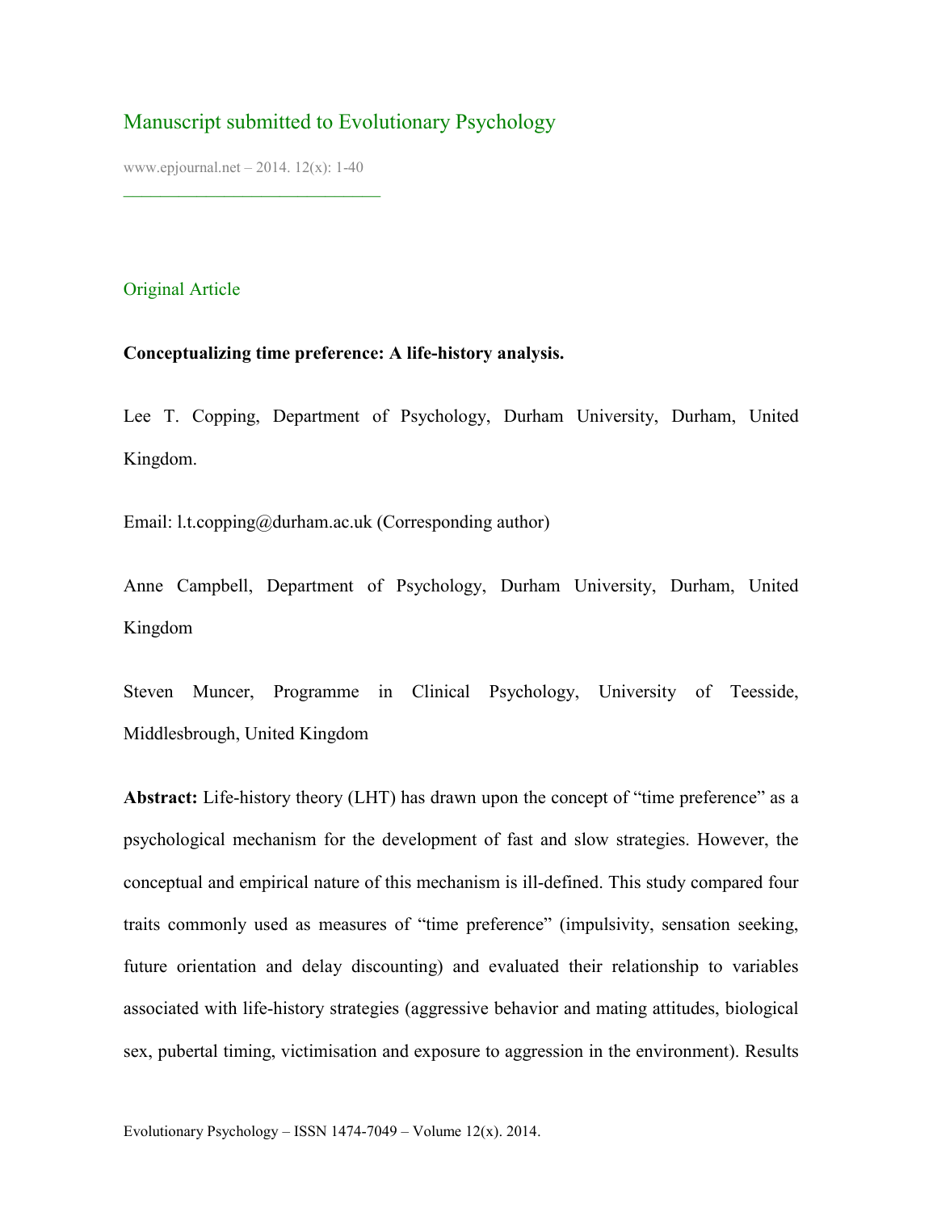Manuscript submitted to Evolutionary Psychology

www.epjournal.net – 2014. 12(x): 1-40

Original Article

**Conceptualizing time preference: A life-history analysis.**

Lee T. Copping, Department of Psychology, Durham University, Durham, United Kingdom.

Email: l.t.copping@durham.ac.uk (Corresponding author)

Anne Campbell, Department of Psychology, Durham University, Durham, United Kingdom

Steven Muncer, Programme in Clinical Psychology, University of Teesside, Middlesbrough, United Kingdom

**Abstract:** Life-history theory (LHT) has drawn upon the concept of "time preference" as a psychological mechanism for the development of fast and slow strategies. However, the conceptual and empirical nature of this mechanism is ill-defined. This study compared four traits commonly used as measures of "time preference" (impulsivity, sensation seeking, future orientation and delay discounting) and evaluated their relationship to variables associated with life-history strategies (aggressive behavior and mating attitudes, biological sex, pubertal timing, victimisation and exposure to aggression in the environment). Results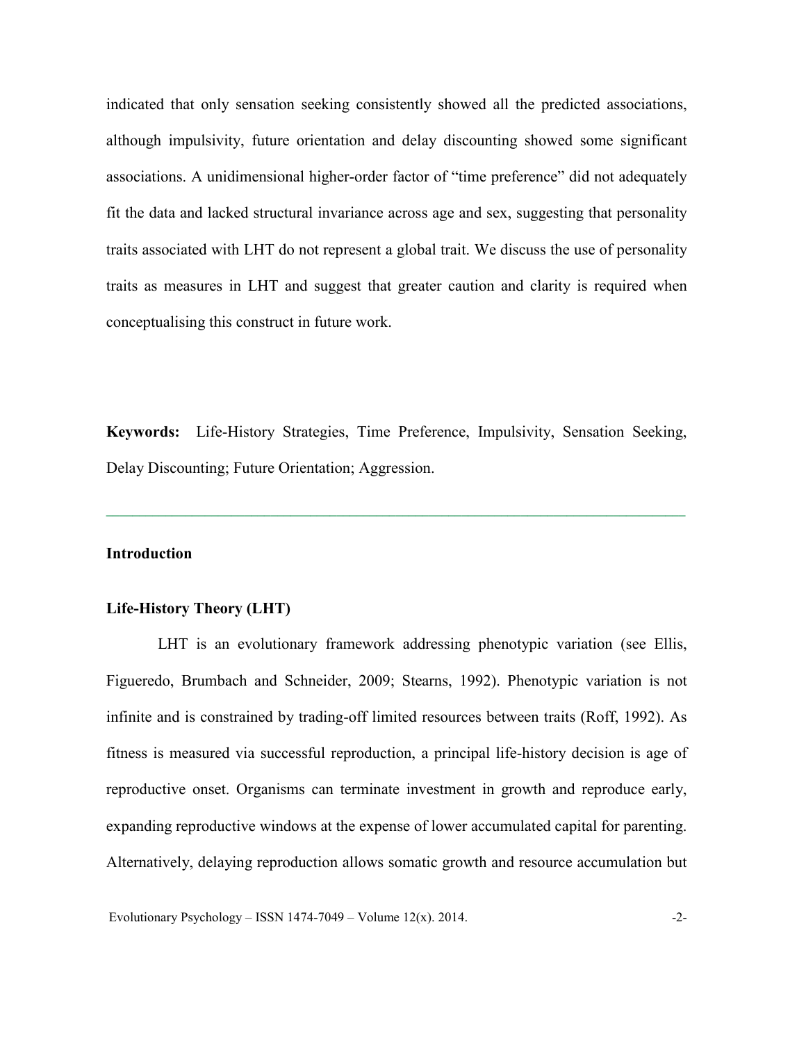indicated that only sensation seeking consistently showed all the predicted associations, although impulsivity, future orientation and delay discounting showed some significant associations. A unidimensional higher-order factor of "time preference" did not adequately fit the data and lacked structural invariance across age and sex, suggesting that personality traits associated with LHT do not represent a global trait. We discuss the use of personality traits as measures in LHT and suggest that greater caution and clarity is required when conceptualising this construct in future work.

**Keywords:** Life-History Strategies, Time Preference, Impulsivity, Sensation Seeking, Delay Discounting; Future Orientation; Aggression.

---

## Introduction

### Life-History Theory (LHT)

LHT is an evolutionary framework addressing phenotypic variation (see Ellis, Figueredo, Brumbach and Schneider, 2009; Stearns, 1992). Phenotypic variation is not infinite and is constrained by trading-off limited resources between traits (Roff, 1992). As fitness is measured via successful reproduction, a principal life-history decision is age of reproductive onset. Organisms can terminate investment in growth and reproduce early, expanding reproductive windows at the expense of lower accumulated capital for parenting. Alternatively, delaying reproduction allows somatic growth and resource accumulation but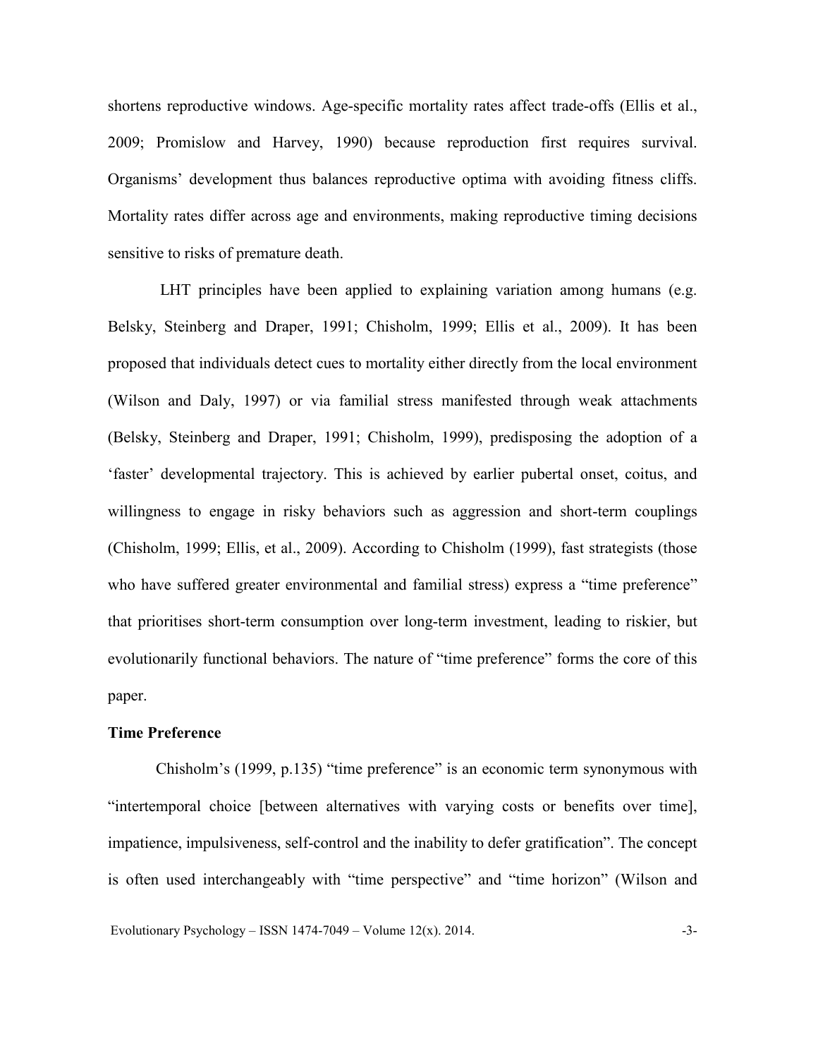shortens reproductive windows. Age-specific mortality rates affect trade-offs (Ellis et al., 2009; Promislow and Harvey, 1990) because reproduction first requires survival. Organisms' development thus balances reproductive optima with avoiding fitness cliffs. Mortality rates differ across age and environments, making reproductive timing decisions sensitive to risks of premature death.

LHT principles have been applied to explaining variation among humans (e.g. Belsky, Steinberg and Draper, 1991; Chisholm, 1999; Ellis et al., 2009). It has been proposed that individuals detect cues to mortality either directly from the local environment (Wilson and Daly, 1997) or via familial stress manifested through weak attachments (Belsky, Steinberg and Draper, 1991; Chisholm, 1999), predisposing the adoption of a 'faster' developmental trajectory. This is achieved by earlier pubertal onset, coitus, and willingness to engage in risky behaviors such as aggression and short-term couplings (Chisholm, 1999; Ellis, et al., 2009). According to Chisholm (1999), fast strategists (those who have suffered greater environmental and familial stress) express a "time preference" that prioritises short-term consumption over long-term investment, leading to riskier, but evolutionarily functional behaviors. The nature of "time preference" forms the core of this paper.

**Time Preference**

Chisholm's (1999, p.135) "time preference" is an economic term synonymous with "intertemporal choice [between alternatives with varying costs or benefits over time], impatience, impulsiveness, self-control and the inability to defer gratification". The concept is often used interchangeably with "time perspective" and "time horizon" (Wilson and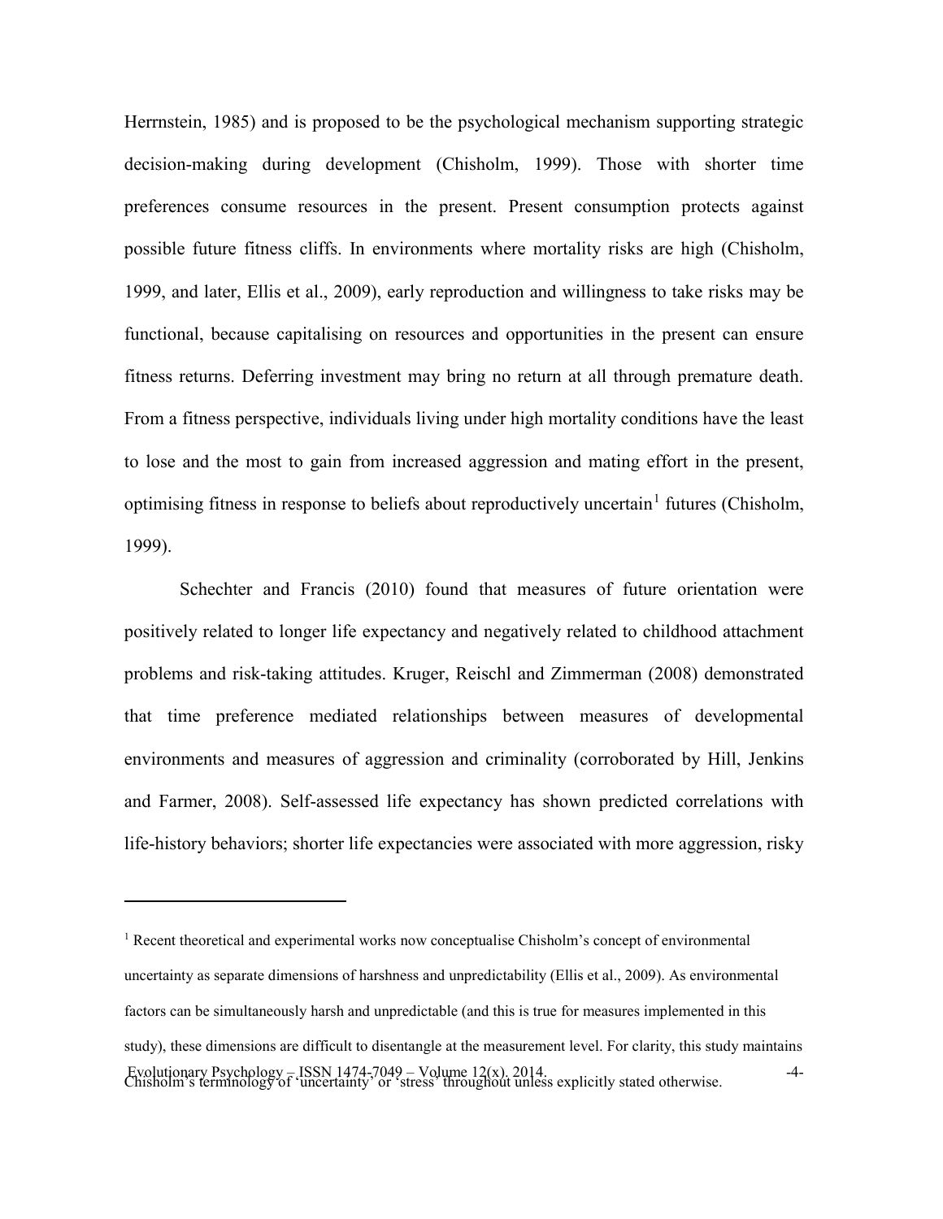Herrnstein, 1985) and is proposed to be the psychological mechanism supporting strategic decision-making during development (Chisholm, 1999). Those with shorter time preferences consume resources in the present. Present consumption protects against possible future fitness cliffs. In environments where mortality risks are high (Chisholm, 1999, and later, Ellis et al., 2009), early reproduction and willingness to take risks may be functional, because capitalising on resources and opportunities in the present can ensure fitness returns. Deferring investment may bring no return at all through premature death. From a fitness perspective, individuals living under high mortality conditions have the least to lose and the most to gain from increased aggression and mating effort in the present, optimising fitness in response to beliefs about reproductively uncertain[1] futures (Chisholm, 1999).

Schechter and Francis (2010) found that measures of future orientation were positively related to longer life expectancy and negatively related to childhood attachment problems and risk-taking attitudes. Kruger, Reischl and Zimmerman (2008) demonstrated that time preference mediated relationships between measures of developmental environments and measures of aggression and criminality (corroborated by Hill, Jenkins and Farmer, 2008). Self-assessed life expectancy has shown predicted correlations with life-history behaviors; shorter life expectancies were associated with more aggression, risky

---

[1] Recent theoretical and experimental works now conceptualise Chisholm's concept of environmental uncertainty as separate dimensions of harshness and unpredictability (Ellis et al., 2009). As environmental factors can be simultaneously harsh and unpredictable (and this is true for measures implemented in this study), these dimensions are difficult to disentangle at the measurement level. For clarity, this study maintains Chisholm's terminology of 'uncertainty' or 'stress' throughout unless explicitly stated otherwise.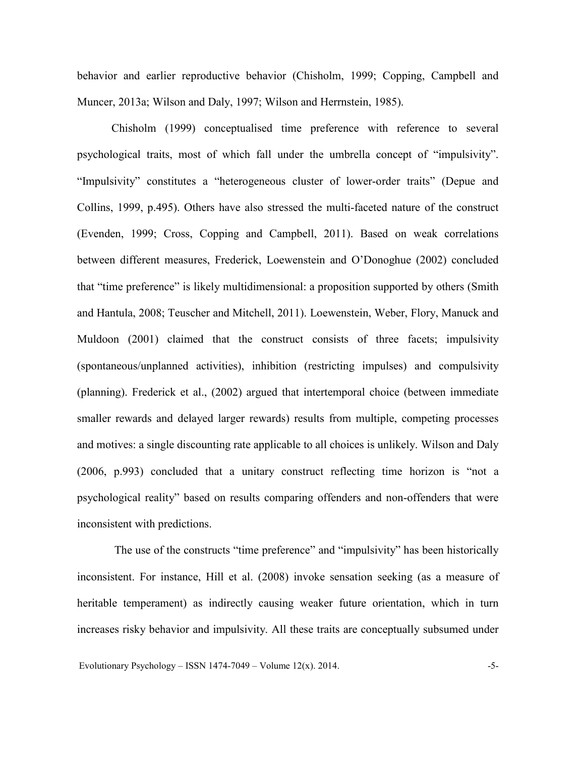behavior and earlier reproductive behavior (Chisholm, 1999; Copping, Campbell and Muncer, 2013a; Wilson and Daly, 1997; Wilson and Herrnstein, 1985).

Chisholm (1999) conceptualised time preference with reference to several psychological traits, most of which fall under the umbrella concept of "impulsivity". "Impulsivity" constitutes a "heterogeneous cluster of lower-order traits" (Depue and Collins, 1999, p.495). Others have also stressed the multi-faceted nature of the construct (Evenden, 1999; Cross, Copping and Campbell, 2011). Based on weak correlations between different measures, Frederick, Loewenstein and O'Donoghue (2002) concluded that "time preference" is likely multidimensional: a proposition supported by others (Smith and Hantula, 2008; Teuscher and Mitchell, 2011). Loewenstein, Weber, Flory, Manuck and Muldoon (2001) claimed that the construct consists of three facets; impulsivity (spontaneous/unplanned activities), inhibition (restricting impulses) and compulsivity (planning). Frederick et al., (2002) argued that intertemporal choice (between immediate smaller rewards and delayed larger rewards) results from multiple, competing processes and motives: a single discounting rate applicable to all choices is unlikely. Wilson and Daly (2006, p.993) concluded that a unitary construct reflecting time horizon is "not a psychological reality" based on results comparing offenders and non-offenders that were inconsistent with predictions.

The use of the constructs "time preference" and "impulsivity" has been historically inconsistent. For instance, Hill et al. (2008) invoke sensation seeking (as a measure of heritable temperament) as indirectly causing weaker future orientation, which in turn increases risky behavior and impulsivity. All these traits are conceptually subsumed under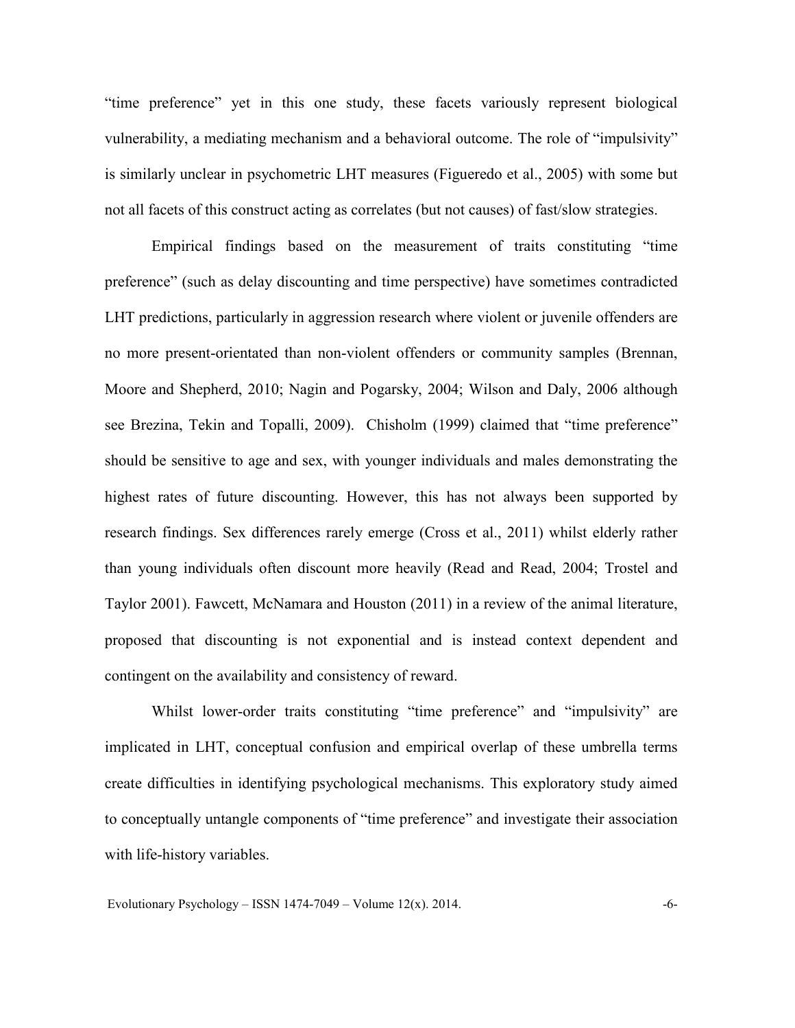"time preference" yet in this one study, these facets variously represent biological vulnerability, a mediating mechanism and a behavioral outcome. The role of "impulsivity" is similarly unclear in psychometric LHT measures (Figueredo et al., 2005) with some but not all facets of this construct acting as correlates (but not causes) of fast/slow strategies.

Empirical findings based on the measurement of traits constituting "time preference" (such as delay discounting and time perspective) have sometimes contradicted LHT predictions, particularly in aggression research where violent or juvenile offenders are no more present-orientated than non-violent offenders or community samples (Brennan, Moore and Shepherd, 2010; Nagin and Pogarsky, 2004; Wilson and Daly, 2006 although see Brezina, Tekin and Topalli, 2009). Chisholm (1999) claimed that "time preference" should be sensitive to age and sex, with younger individuals and males demonstrating the highest rates of future discounting. However, this has not always been supported by research findings. Sex differences rarely emerge (Cross et al., 2011) whilst elderly rather than young individuals often discount more heavily (Read and Read, 2004; Trostel and Taylor 2001). Fawcett, McNamara and Houston (2011) in a review of the animal literature, proposed that discounting is not exponential and is instead context dependent and contingent on the availability and consistency of reward.

Whilst lower-order traits constituting "time preference" and "impulsivity" are implicated in LHT, conceptual confusion and empirical overlap of these umbrella terms create difficulties in identifying psychological mechanisms. This exploratory study aimed to conceptually untangle components of "time preference" and investigate their association with life-history variables.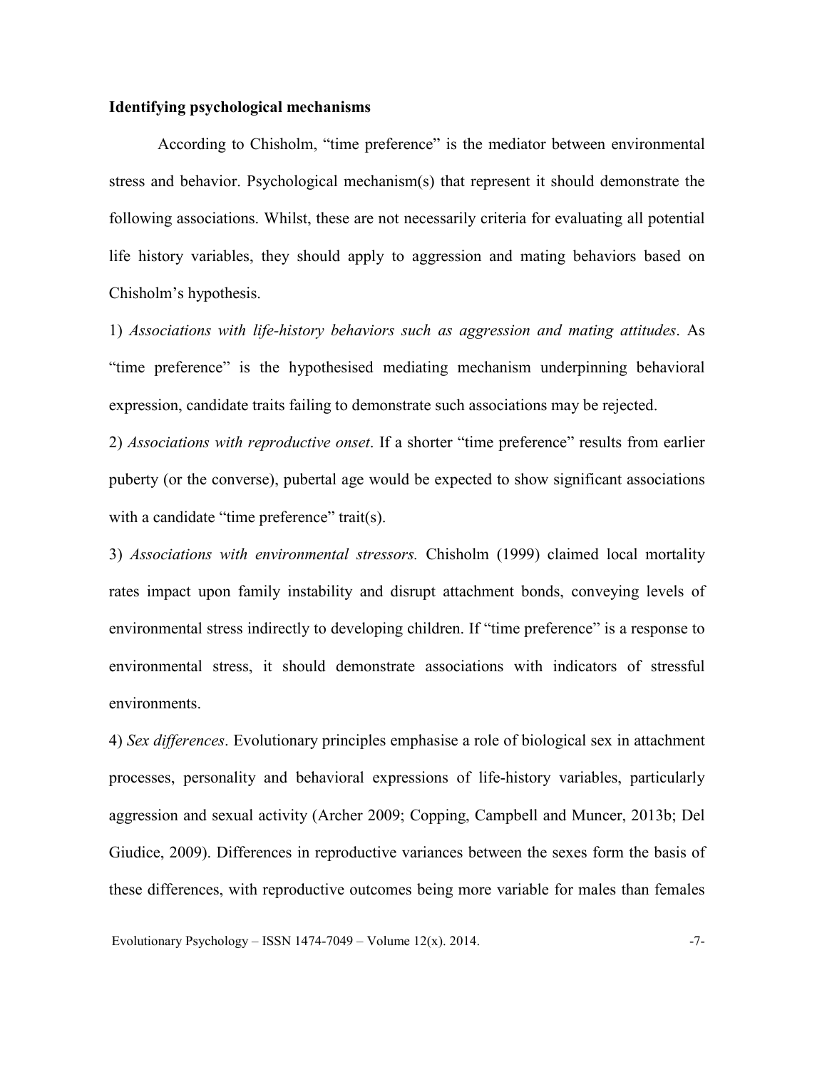**Identifying psychological mechanisms**

According to Chisholm, "time preference" is the mediator between environmental stress and behavior. Psychological mechanism(s) that represent it should demonstrate the following associations. Whilst, these are not necessarily criteria for evaluating all potential life history variables, they should apply to aggression and mating behaviors based on Chisholm's hypothesis.

1) *Associations with life-history behaviors such as aggression and mating attitudes*. As "time preference" is the hypothesised mediating mechanism underpinning behavioral expression, candidate traits failing to demonstrate such associations may be rejected.

2) *Associations with reproductive onset*. If a shorter "time preference" results from earlier puberty (or the converse), pubertal age would be expected to show significant associations with a candidate "time preference" trait(s).

3) *Associations with environmental stressors.* Chisholm (1999) claimed local mortality rates impact upon family instability and disrupt attachment bonds, conveying levels of environmental stress indirectly to developing children. If "time preference" is a response to environmental stress, it should demonstrate associations with indicators of stressful environments.

4) *Sex differences*. Evolutionary principles emphasise a role of biological sex in attachment processes, personality and behavioral expressions of life-history variables, particularly aggression and sexual activity (Archer 2009; Copping, Campbell and Muncer, 2013b; Del Giudice, 2009). Differences in reproductive variances between the sexes form the basis of these differences, with reproductive outcomes being more variable for males than females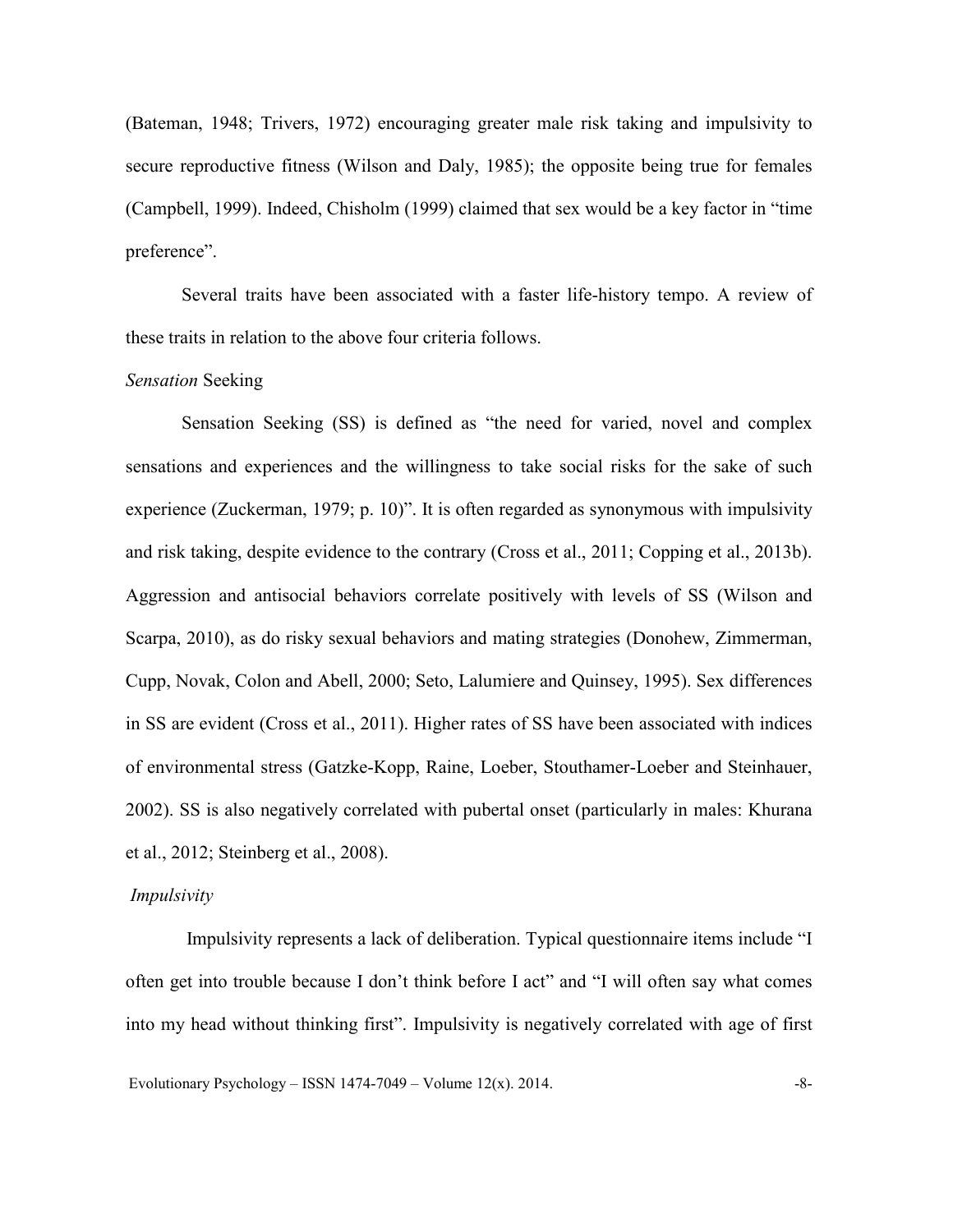(Bateman, 1948; Trivers, 1972) encouraging greater male risk taking and impulsivity to secure reproductive fitness (Wilson and Daly, 1985); the opposite being true for females (Campbell, 1999). Indeed, Chisholm (1999) claimed that sex would be a key factor in "time preference".

Several traits have been associated with a faster life-history tempo. A review of these traits in relation to the above four criteria follows.

### *Sensation* Seeking

Sensation Seeking (SS) is defined as "the need for varied, novel and complex sensations and experiences and the willingness to take social risks for the sake of such experience (Zuckerman, 1979; p. 10)". It is often regarded as synonymous with impulsivity and risk taking, despite evidence to the contrary (Cross et al., 2011; Copping et al., 2013b). Aggression and antisocial behaviors correlate positively with levels of SS (Wilson and Scarpa, 2010), as do risky sexual behaviors and mating strategies (Donohew, Zimmerman, Cupp, Novak, Colon and Abell, 2000; Seto, Lalumiere and Quinsey, 1995). Sex differences in SS are evident (Cross et al., 2011). Higher rates of SS have been associated with indices of environmental stress (Gatzke-Kopp, Raine, Loeber, Stouthamer-Loeber and Steinhauer, 2002). SS is also negatively correlated with pubertal onset (particularly in males: Khurana et al., 2012; Steinberg et al., 2008).

### *Impulsivity*

Impulsivity represents a lack of deliberation. Typical questionnaire items include "I often get into trouble because I don't think before I act" and "I will often say what comes into my head without thinking first". Impulsivity is negatively correlated with age of first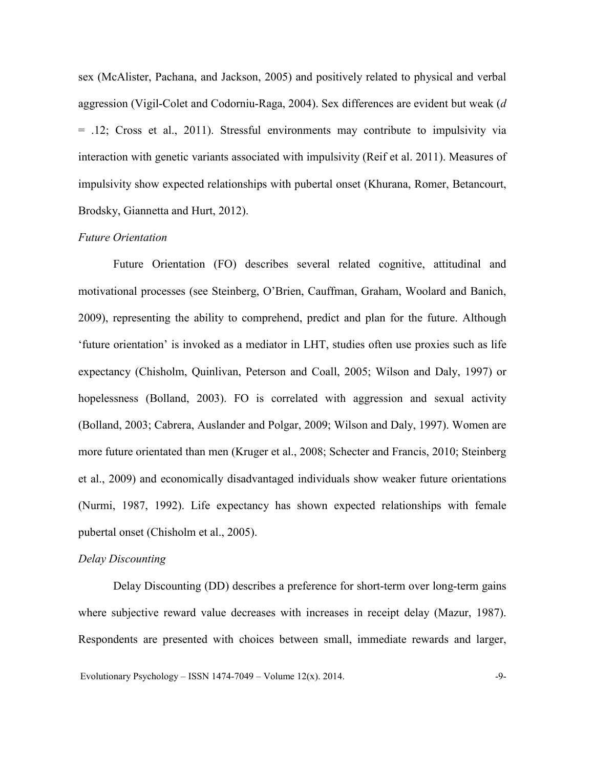sex (McAlister, Pachana, and Jackson, 2005) and positively related to physical and verbal aggression (Vigil-Colet and Codorniu-Raga, 2004). Sex differences are evident but weak (*d* = .12; Cross et al., 2011). Stressful environments may contribute to impulsivity via interaction with genetic variants associated with impulsivity (Reif et al. 2011). Measures of impulsivity show expected relationships with pubertal onset (Khurana, Romer, Betancourt, Brodsky, Giannetta and Hurt, 2012).

*Future Orientation*

Future Orientation (FO) describes several related cognitive, attitudinal and motivational processes (see Steinberg, O'Brien, Cauffman, Graham, Woolard and Banich, 2009), representing the ability to comprehend, predict and plan for the future. Although 'future orientation' is invoked as a mediator in LHT, studies often use proxies such as life expectancy (Chisholm, Quinlivan, Peterson and Coall, 2005; Wilson and Daly, 1997) or hopelessness (Bolland, 2003). FO is correlated with aggression and sexual activity (Bolland, 2003; Cabrera, Auslander and Polgar, 2009; Wilson and Daly, 1997). Women are more future orientated than men (Kruger et al., 2008; Schecter and Francis, 2010; Steinberg et al., 2009) and economically disadvantaged individuals show weaker future orientations (Nurmi, 1987, 1992). Life expectancy has shown expected relationships with female pubertal onset (Chisholm et al., 2005).

*Delay Discounting*

Delay Discounting (DD) describes a preference for short-term over long-term gains where subjective reward value decreases with increases in receipt delay (Mazur, 1987). Respondents are presented with choices between small, immediate rewards and larger,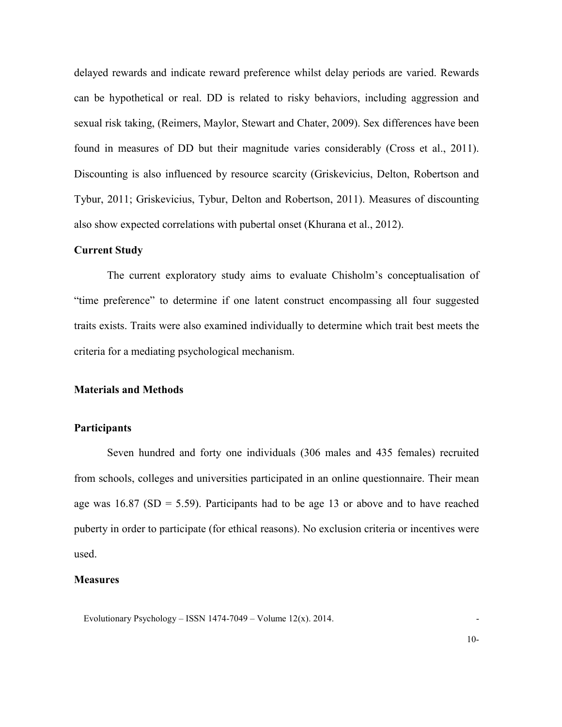delayed rewards and indicate reward preference whilst delay periods are varied. Rewards can be hypothetical or real. DD is related to risky behaviors, including aggression and sexual risk taking, (Reimers, Maylor, Stewart and Chater, 2009). Sex differences have been found in measures of DD but their magnitude varies considerably (Cross et al., 2011). Discounting is also influenced by resource scarcity (Griskevicius, Delton, Robertson and Tybur, 2011; Griskevicius, Tybur, Delton and Robertson, 2011). Measures of discounting also show expected correlations with pubertal onset (Khurana et al., 2012).

### Current Study

The current exploratory study aims to evaluate Chisholm's conceptualisation of "time preference" to determine if one latent construct encompassing all four suggested traits exists. Traits were also examined individually to determine which trait best meets the criteria for a mediating psychological mechanism.

## Materials and Methods

### Participants

Seven hundred and forty one individuals (306 males and 435 females) recruited from schools, colleges and universities participated in an online questionnaire. Their mean age was 16.87 (SD = 5.59). Participants had to be age 13 or above and to have reached puberty in order to participate (for ethical reasons). No exclusion criteria or incentives were used.

### Measures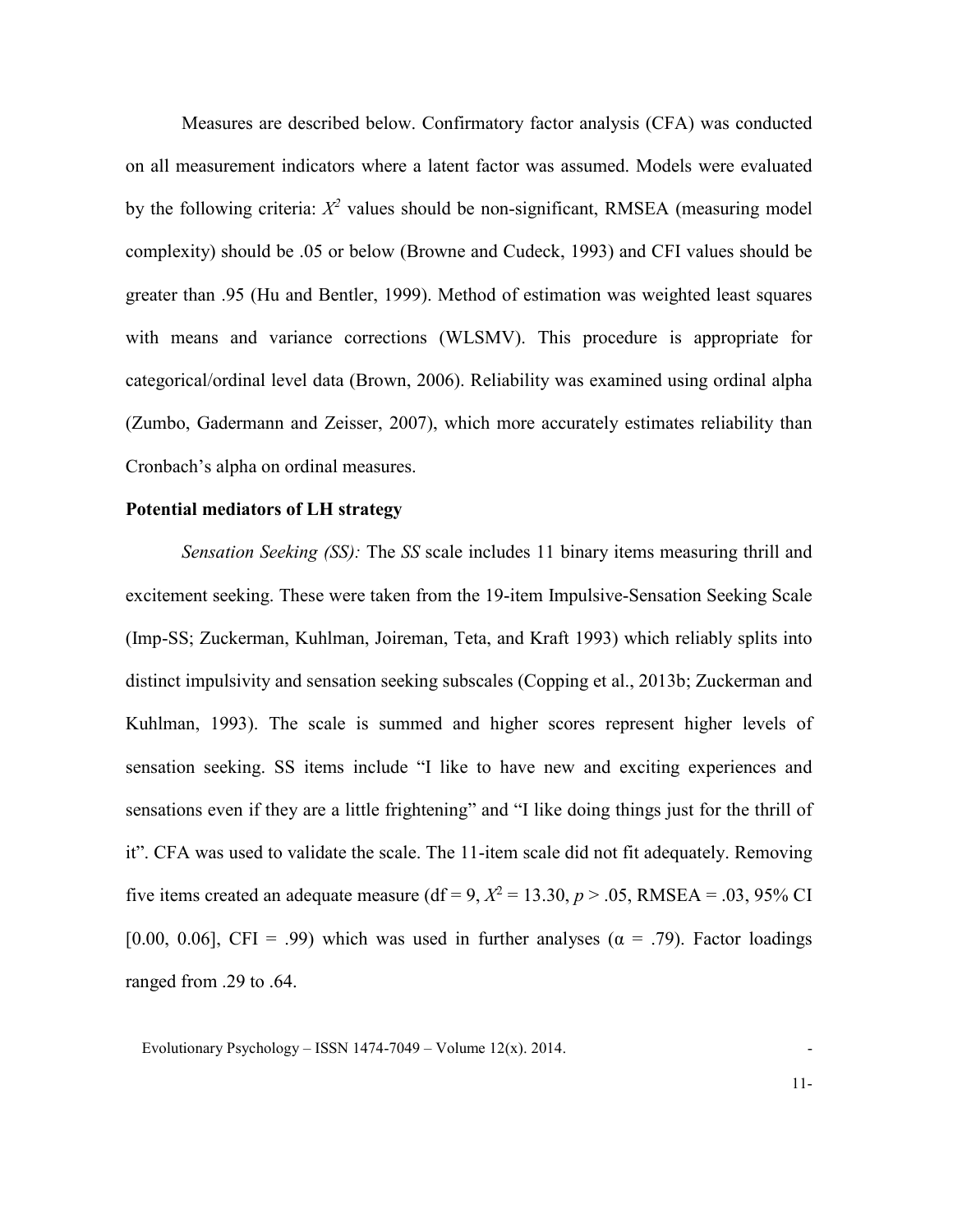Measures are described below. Confirmatory factor analysis (CFA) was conducted on all measurement indicators where a latent factor was assumed. Models were evaluated by the following criteria: $X^2$ values should be non-significant, RMSEA (measuring model complexity) should be .05 or below (Browne and Cudeck, 1993) and CFI values should be greater than .95 (Hu and Bentler, 1999). Method of estimation was weighted least squares with means and variance corrections (WLSMV). This procedure is appropriate for categorical/ordinal level data (Brown, 2006). Reliability was examined using ordinal alpha (Zumbo, Gadermann and Zeisser, 2007), which more accurately estimates reliability than Cronbach's alpha on ordinal measures.

**Potential mediators of LH strategy**

*Sensation Seeking (SS):* The *SS* scale includes 11 binary items measuring thrill and excitement seeking. These were taken from the 19-item Impulsive-Sensation Seeking Scale (Imp-SS; Zuckerman, Kuhlman, Joireman, Teta, and Kraft 1993) which reliably splits into distinct impulsivity and sensation seeking subscales (Copping et al., 2013b; Zuckerman and Kuhlman, 1993). The scale is summed and higher scores represent higher levels of sensation seeking. SS items include "I like to have new and exciting experiences and sensations even if they are a little frightening" and "I like doing things just for the thrill of it". CFA was used to validate the scale. The 11-item scale did not fit adequately. Removing five items created an adequate measure (df = 9, $X^2 = 13.30$, $p > .05$, RMSEA = .03, 95% CI [0.00, 0.06], CFI = .99) which was used in further analyses ($\alpha = .79$). Factor loadings ranged from .29 to .64.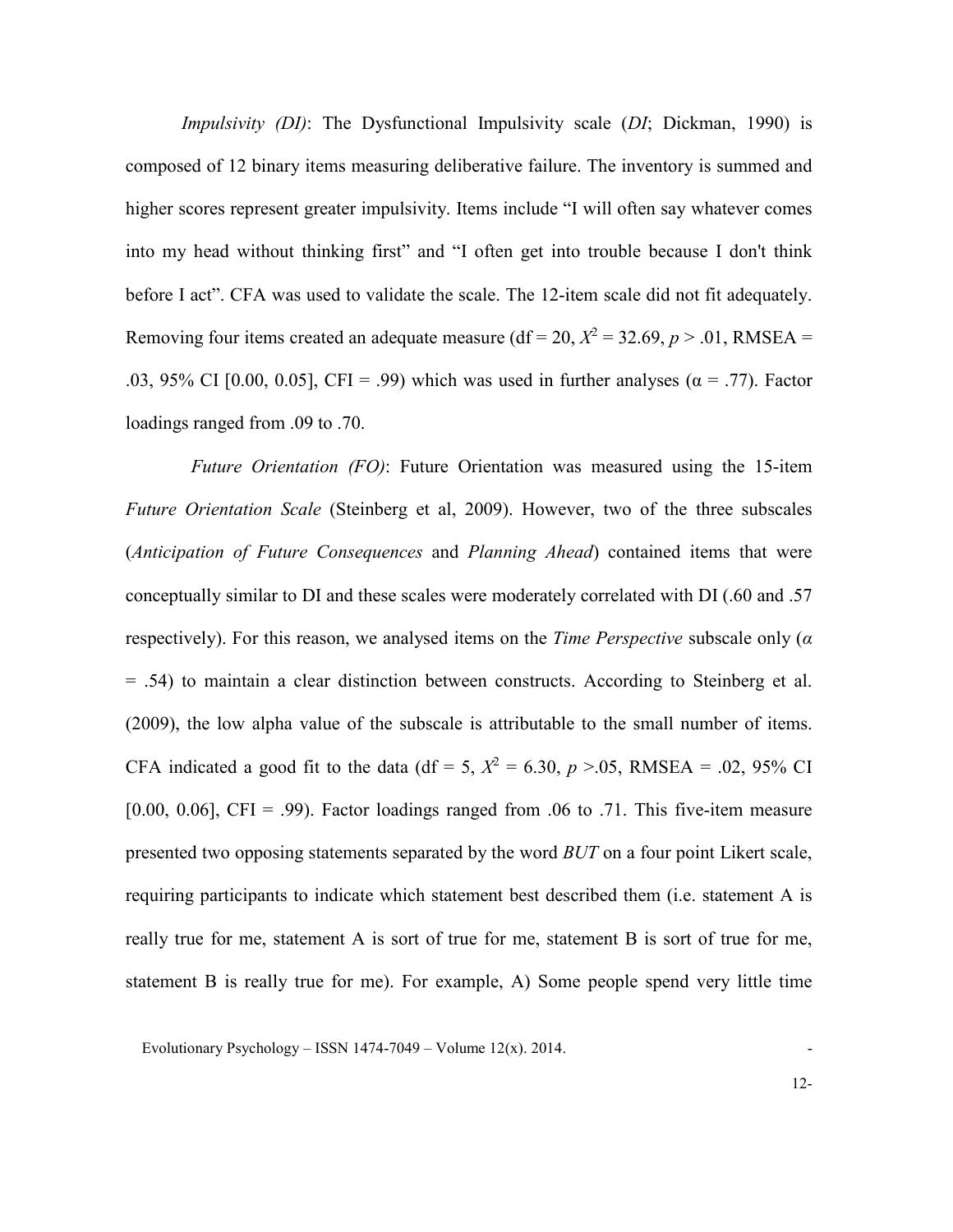*Impulsivity (DI)*: The Dysfunctional Impulsivity scale (*DI*; Dickman, 1990) is composed of 12 binary items measuring deliberative failure. The inventory is summed and higher scores represent greater impulsivity. Items include "I will often say whatever comes into my head without thinking first" and "I often get into trouble because I don't think before I act". CFA was used to validate the scale. The 12-item scale did not fit adequately. Removing four items created an adequate measure (df = 20, $X^2$ = 32.69, $p$ > .01, RMSEA = .03, 95% CI [0.00, 0.05], CFI = .99) which was used in further analyses (α = .77). Factor loadings ranged from .09 to .70.

*Future Orientation (FO)*: Future Orientation was measured using the 15-item *Future Orientation Scale* (Steinberg et al, 2009). However, two of the three subscales (*Anticipation of Future Consequences* and *Planning Ahead*) contained items that were conceptually similar to DI and these scales were moderately correlated with DI (.60 and .57 respectively). For this reason, we analysed items on the *Time Perspective* subscale only ($\alpha$ = .54) to maintain a clear distinction between constructs. According to Steinberg et al. (2009), the low alpha value of the subscale is attributable to the small number of items. CFA indicated a good fit to the data (df = 5, $X^2$ = 6.30, $p$ >.05, RMSEA = .02, 95% CI [0.00, 0.06], CFI = .99). Factor loadings ranged from .06 to .71. This five-item measure presented two opposing statements separated by the word *BUT* on a four point Likert scale, requiring participants to indicate which statement best described them (i.e. statement A is really true for me, statement A is sort of true for me, statement B is sort of true for me, statement B is really true for me). For example, A) Some people spend very little time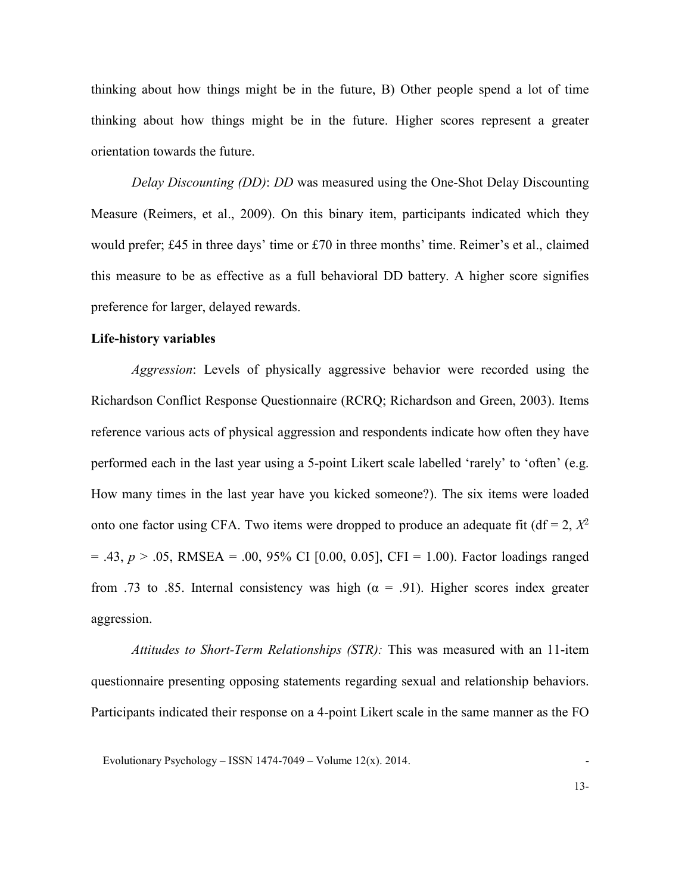thinking about how things might be in the future, B) Other people spend a lot of time thinking about how things might be in the future. Higher scores represent a greater orientation towards the future.

*Delay Discounting (DD)*: *DD* was measured using the One-Shot Delay Discounting Measure (Reimers, et al., 2009). On this binary item, participants indicated which they would prefer; £45 in three days' time or £70 in three months' time. Reimer's et al., claimed this measure to be as effective as a full behavioral DD battery. A higher score signifies preference for larger, delayed rewards.

**Life-history variables**

*Aggression*: Levels of physically aggressive behavior were recorded using the Richardson Conflict Response Questionnaire (RCRQ; Richardson and Green, 2003). Items reference various acts of physical aggression and respondents indicate how often they have performed each in the last year using a 5-point Likert scale labelled 'rarely' to 'often' (e.g. How many times in the last year have you kicked someone?). The six items were loaded onto one factor using CFA. Two items were dropped to produce an adequate fit (df = 2, $X^2$ = .43, $p$ > .05, RMSEA = .00, 95% CI [0.00, 0.05], CFI = 1.00). Factor loadings ranged from .73 to .85. Internal consistency was high ($\alpha$ = .91). Higher scores index greater aggression.

*Attitudes to Short-Term Relationships (STR):* This was measured with an 11-item questionnaire presenting opposing statements regarding sexual and relationship behaviors. Participants indicated their response on a 4-point Likert scale in the same manner as the FO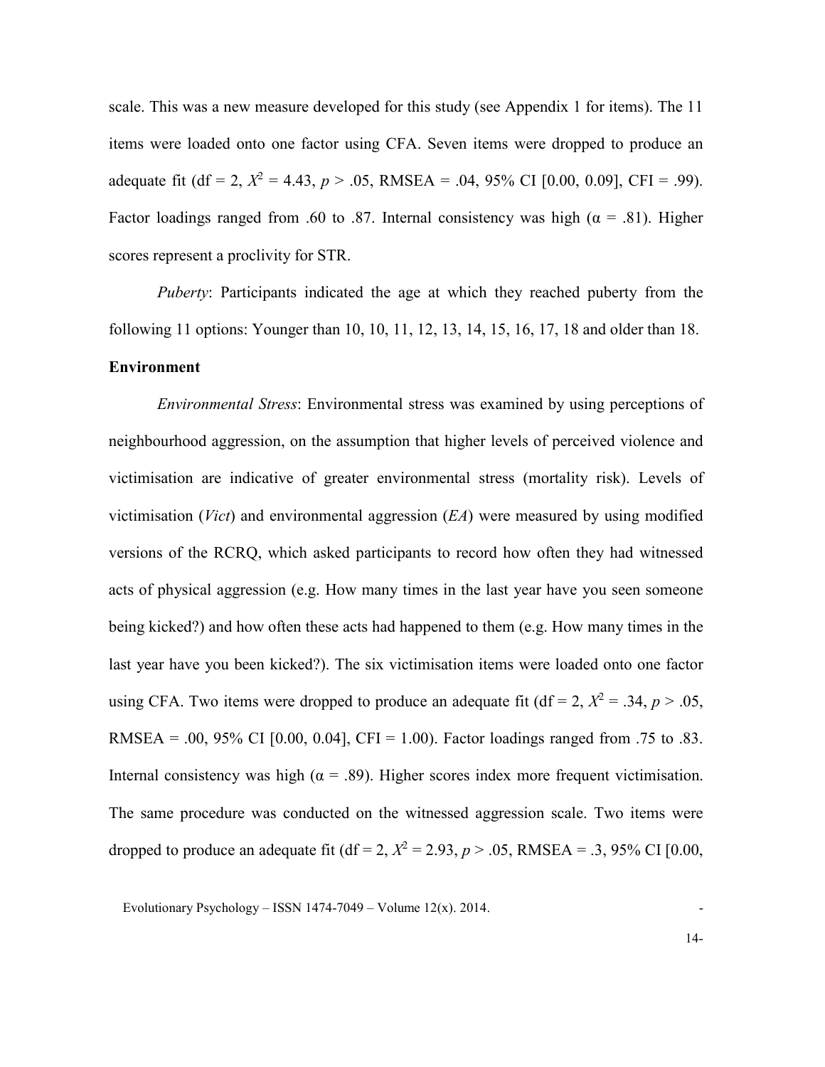scale. This was a new measure developed for this study (see Appendix 1 for items). The 11 items were loaded onto one factor using CFA. Seven items were dropped to produce an adequate fit (df = 2, $X^2 = 4.43$, $p > .05$, RMSEA = .04, 95% CI [0.00, 0.09], CFI = .99). Factor loadings ranged from .60 to .87. Internal consistency was high (α = .81). Higher scores represent a proclivity for STR.

*Puberty*: Participants indicated the age at which they reached puberty from the following 11 options: Younger than 10, 10, 11, 12, 13, 14, 15, 16, 17, 18 and older than 18.

**Environment**

*Environmental Stress*: Environmental stress was examined by using perceptions of neighbourhood aggression, on the assumption that higher levels of perceived violence and victimisation are indicative of greater environmental stress (mortality risk). Levels of victimisation (*Vict*) and environmental aggression (*EA*) were measured by using modified versions of the RCRQ, which asked participants to record how often they had witnessed acts of physical aggression (e.g. How many times in the last year have you seen someone being kicked?) and how often these acts had happened to them (e.g. How many times in the last year have you been kicked?). The six victimisation items were loaded onto one factor using CFA. Two items were dropped to produce an adequate fit (df = 2, $X^2 = .34$, $p > .05$, RMSEA = .00, 95% CI [0.00, 0.04], CFI = 1.00). Factor loadings ranged from .75 to .83. Internal consistency was high (α = .89). Higher scores index more frequent victimisation. The same procedure was conducted on the witnessed aggression scale. Two items were dropped to produce an adequate fit (df = 2, $X^2 = 2.93$, $p > .05$, RMSEA = .3, 95% CI [0.00,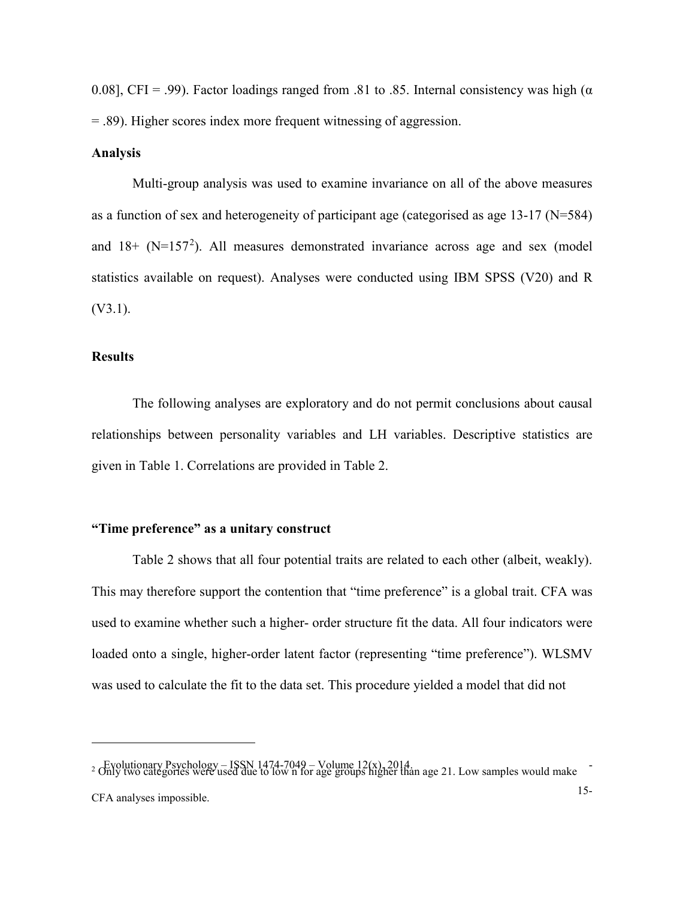0.08], CFI = .99). Factor loadings ranged from .81 to .85. Internal consistency was high (α = .89). Higher scores index more frequent witnessing of aggression.

**Analysis**

Multi-group analysis was used to examine invariance on all of the above measures as a function of sex and heterogeneity of participant age (categorised as age 13-17 (N=584) and 18+ (N=157[2]). All measures demonstrated invariance across age and sex (model statistics available on request). Analyses were conducted using IBM SPSS (V20) and R (V3.1).

**Results**

The following analyses are exploratory and do not permit conclusions about causal relationships between personality variables and LH variables. Descriptive statistics are given in Table 1. Correlations are provided in Table 2.

**“Time preference” as a unitary construct**

Table 2 shows that all four potential traits are related to each other (albeit, weakly). This may therefore support the contention that “time preference” is a global trait. CFA was used to examine whether such a higher- order structure fit the data. All four indicators were loaded onto a single, higher-order latent factor (representing “time preference”). WLSMV was used to calculate the fit to the data set. This procedure yielded a model that did not

[2] Only two categories were used due to low n for age groups higher than age 21. Low samples would make CFA analyses impossible.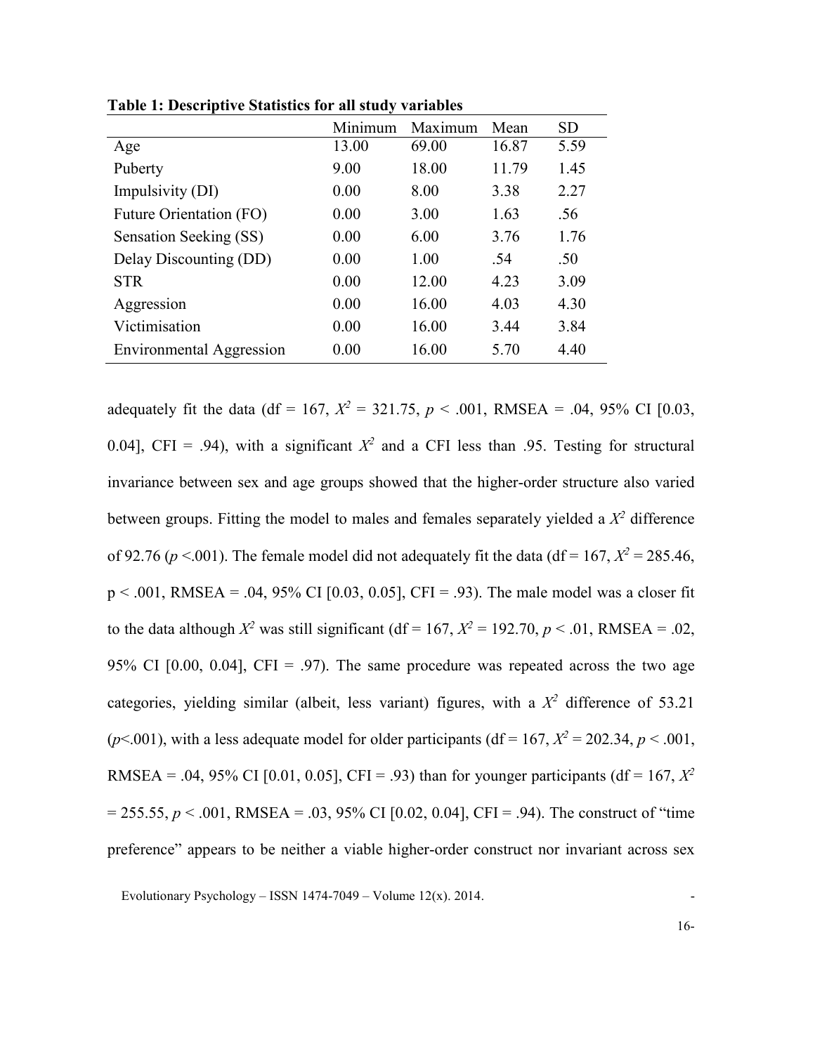**Table 1: Descriptive Statistics for all study variables**

| | Minimum | Maximum | Mean | SD |
|---|---|---|---|---|
| Age | 13.00 | 69.00 | 16.87 | 5.59 |
| Puberty | 9.00 | 18.00 | 11.79 | 1.45 |
| Impulsivity (DI) | 0.00 | 8.00 | 3.38 | 2.27 |
| Future Orientation (FO) | 0.00 | 3.00 | 1.63 | .56 |
| Sensation Seeking (SS) | 0.00 | 6.00 | 3.76 | 1.76 |
| Delay Discounting (DD) | 0.00 | 1.00 | .54 | .50 |
| STR | 0.00 | 12.00 | 4.23 | 3.09 |
| Aggression | 0.00 | 16.00 | 4.03 | 4.30 |
| Victimisation | 0.00 | 16.00 | 3.44 | 3.84 |
| Environmental Aggression | 0.00 | 16.00 | 5.70 | 4.40 |

adequately fit the data (df = 167, $X^2$ = 321.75, $p$ < .001, RMSEA = .04, 95% CI [0.03, 0.04], CFI = .94), with a significant $X^2$ and a CFI less than .95. Testing for structural invariance between sex and age groups showed that the higher-order structure also varied between groups. Fitting the model to males and females separately yielded a $X^2$ difference of 92.76 ($p$ <.001). The female model did not adequately fit the data (df = 167, $X^2$ = 285.46, p < .001, RMSEA = .04, 95% CI [0.03, 0.05], CFI = .93). The male model was a closer fit to the data although $X^2$ was still significant (df = 167, $X^2$ = 192.70, $p$ < .01, RMSEA = .02, 95% CI [0.00, 0.04], CFI = .97). The same procedure was repeated across the two age categories, yielding similar (albeit, less variant) figures, with a $X^2$ difference of 53.21 ($p$<.001), with a less adequate model for older participants (df = 167, $X^2$ = 202.34, $p$ < .001, RMSEA = .04, 95% CI [0.01, 0.05], CFI = .93) than for younger participants (df = 167, $X^2$ = 255.55, $p$ < .001, RMSEA = .03, 95% CI [0.02, 0.04], CFI = .94). The construct of "time preference" appears to be neither a viable higher-order construct nor invariant across sex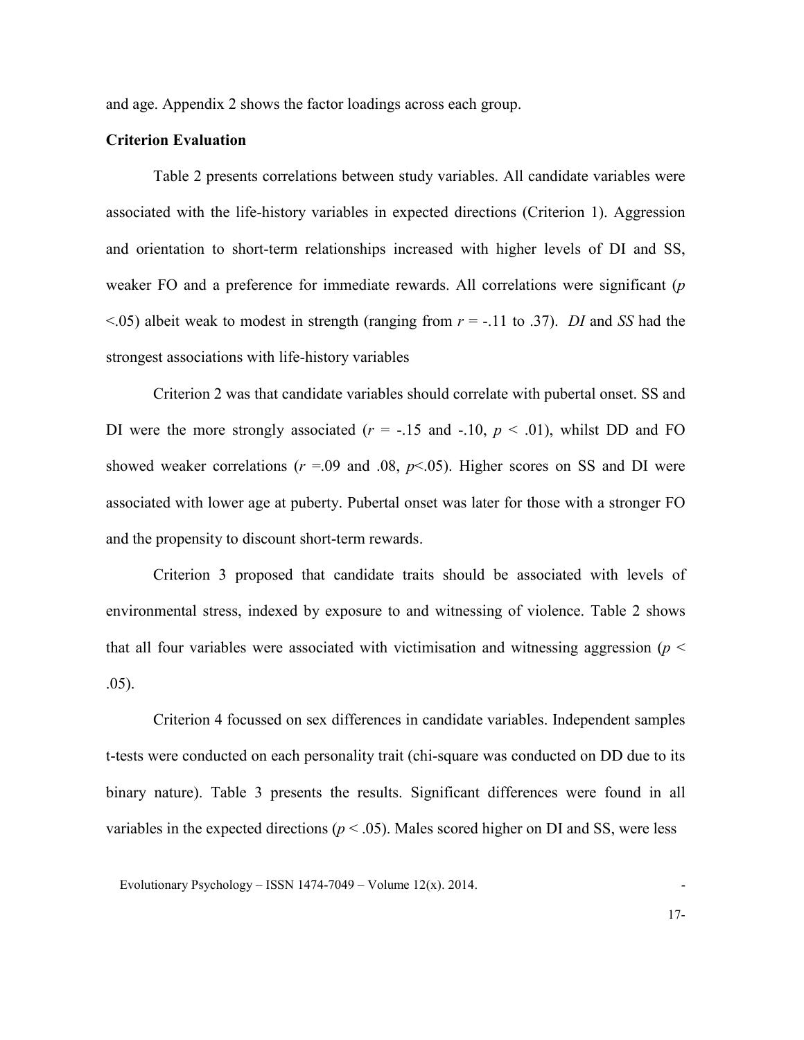and age. Appendix 2 shows the factor loadings across each group.

**Criterion Evaluation**

Table 2 presents correlations between study variables. All candidate variables were associated with the life-history variables in expected directions (Criterion 1). Aggression and orientation to short-term relationships increased with higher levels of DI and SS, weaker FO and a preference for immediate rewards. All correlations were significant ($p < .05$) albeit weak to modest in strength (ranging from $r = -.11$ to $.37$). *DI* and *SS* had the strongest associations with life-history variables

Criterion 2 was that candidate variables should correlate with pubertal onset. SS and DI were the more strongly associated ($r = -.15$ and $-.10$, $p < .01$), whilst DD and FO showed weaker correlations ($r = .09$ and $.08$, $p < .05$). Higher scores on SS and DI were associated with lower age at puberty. Pubertal onset was later for those with a stronger FO and the propensity to discount short-term rewards.

Criterion 3 proposed that candidate traits should be associated with levels of environmental stress, indexed by exposure to and witnessing of violence. Table 2 shows that all four variables were associated with victimisation and witnessing aggression ($p < .05$).

Criterion 4 focussed on sex differences in candidate variables. Independent samples t-tests were conducted on each personality trait (chi-square was conducted on DD due to its binary nature). Table 3 presents the results. Significant differences were found in all variables in the expected directions ($p < .05$). Males scored higher on DI and SS, were less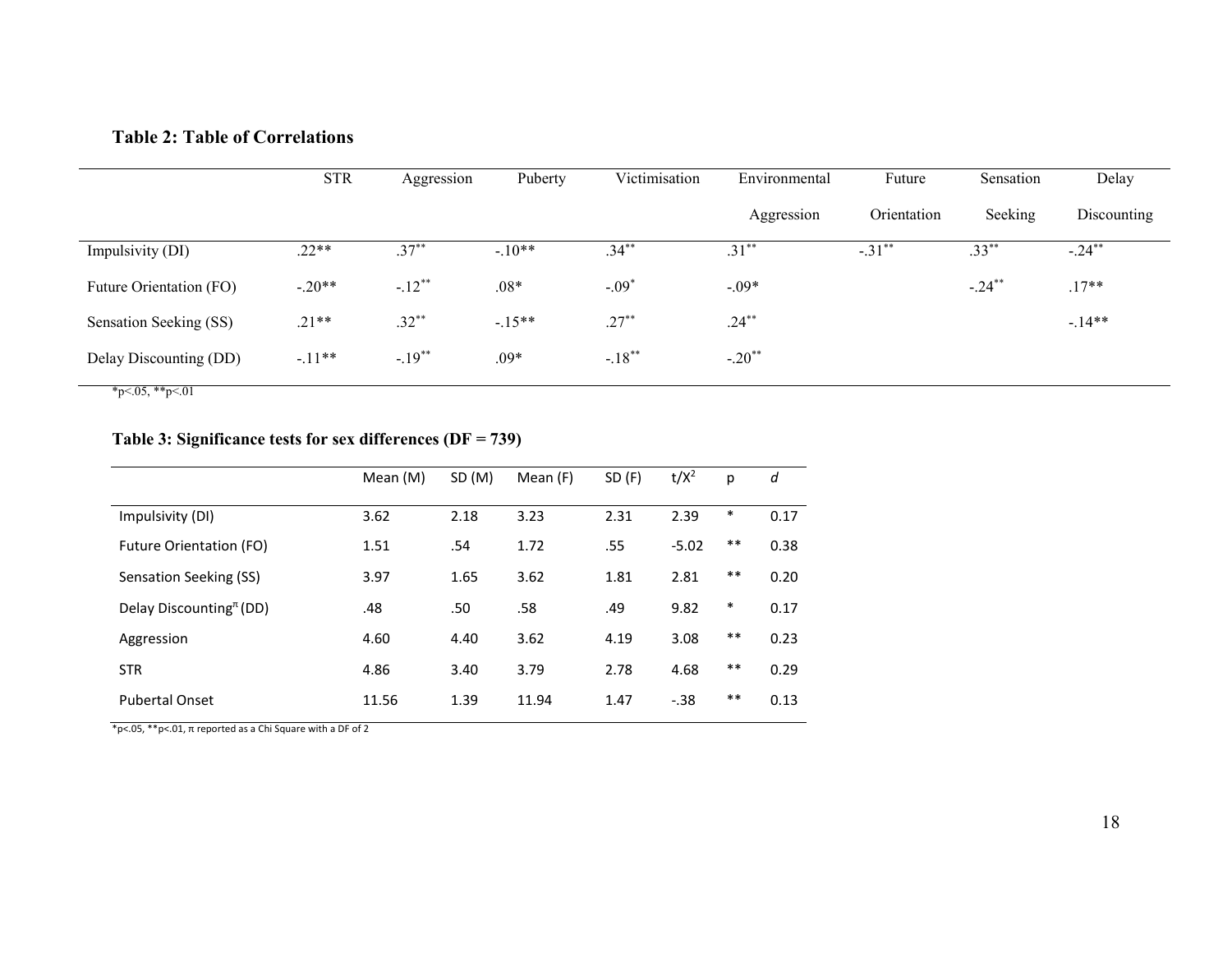**Table 2: Table of Correlations**

| | STR | Aggression | Puberty | Victimisation | Environmental Aggression | Future Orientation | Sensation Seeking | Delay Discounting |
|---|---|---|---|---|---|---|---|---|
| Impulsivity (DI) | .22** | .37** | -.10** | .34** | .31** | -.31** | .33** | -.24** |
| Future Orientation (FO) | -.20** | -.12** | .08* | -.09* | -.09* | | -.24** | .17** |
| Sensation Seeking (SS) | .21** | .32** | -.15** | .27** | .24** | | | -.14** |
| Delay Discounting (DD) | -.11** | -.19** | .09* | -.18** | -.20** | | | |

*p<.05, **p<.01

**Table 3: Significance tests for sex differences (DF = 739)**

| | Mean (M) | SD (M) | Mean (F) | SD (F) | $t/X^2$ | p | *d* |
|---|---|---|---|---|---|---|---|
| Impulsivity (DI) | 3.62 | 2.18 | 3.23 | 2.31 | 2.39 | * | 0.17 |
| Future Orientation (FO) | 1.51 | .54 | 1.72 | .55 | -5.02 | ** | 0.38 |
| Sensation Seeking (SS) | 3.97 | 1.65 | 3.62 | 1.81 | 2.81 | ** | 0.20 |
| Delay Discounting$^{\pi}$ (DD) | .48 | .50 | .58 | .49 | 9.82 | * | 0.17 |
| Aggression | 4.60 | 4.40 | 3.62 | 4.19 | 3.08 | ** | 0.23 |
| STR | 4.86 | 3.40 | 3.79 | 2.78 | 4.68 | ** | 0.29 |
| Pubertal Onset | 11.56 | 1.39 | 11.94 | 1.47 | -.38 | ** | 0.13 |

*p<.05, **p<.01, π reported as a Chi Square with a DF of 2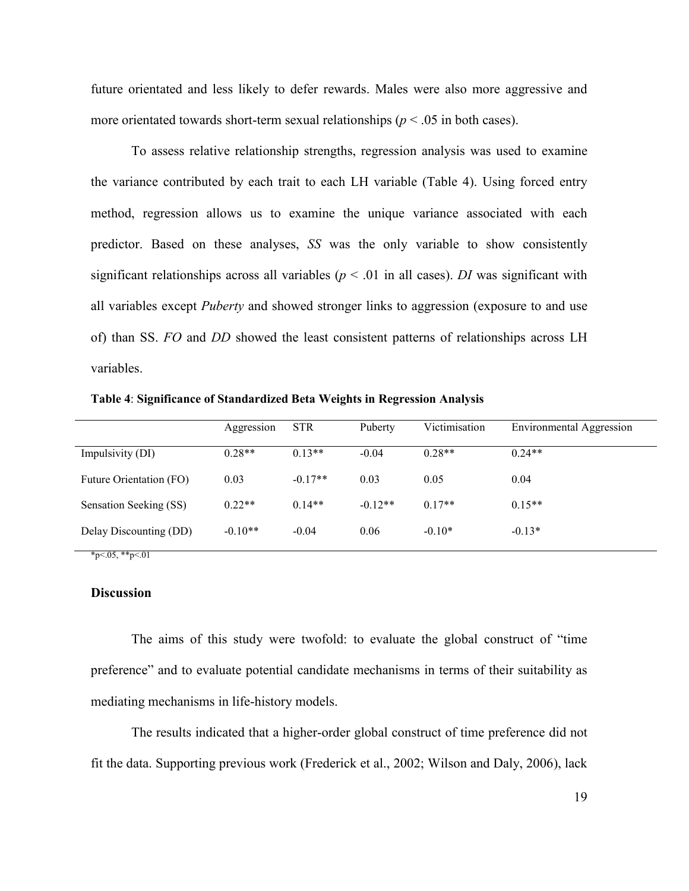future orientated and less likely to defer rewards. Males were also more aggressive and more orientated towards short-term sexual relationships ($p < .05$ in both cases).

To assess relative relationship strengths, regression analysis was used to examine the variance contributed by each trait to each LH variable (Table 4). Using forced entry method, regression allows us to examine the unique variance associated with each predictor. Based on these analyses, *SS* was the only variable to show consistently significant relationships across all variables ($p < .01$ in all cases). *DI* was significant with all variables except *Puberty* and showed stronger links to aggression (exposure to and use of) than SS. *FO* and *DD* showed the least consistent patterns of relationships across LH variables.

**Table 4**: **Significance of Standardized Beta Weights in Regression Analysis**

| | Aggression | STR | Puberty | Victimisation | Environmental Aggression |
|---|---|---|---|---|---|
| Impulsivity (DI) | 0.28** | 0.13** | -0.04 | 0.28** | 0.24** |
| Future Orientation (FO) | 0.03 | -0.17** | 0.03 | 0.05 | 0.04 |
| Sensation Seeking (SS) | 0.22** | 0.14** | -0.12** | 0.17** | 0.15** |
| Delay Discounting (DD) | -0.10** | -0.04 | 0.06 | -0.10* | -0.13* |

*p<.05, **p<.01

## Discussion

The aims of this study were twofold: to evaluate the global construct of "time preference" and to evaluate potential candidate mechanisms in terms of their suitability as mediating mechanisms in life-history models.

The results indicated that a higher-order global construct of time preference did not fit the data. Supporting previous work (Frederick et al., 2002; Wilson and Daly, 2006), lack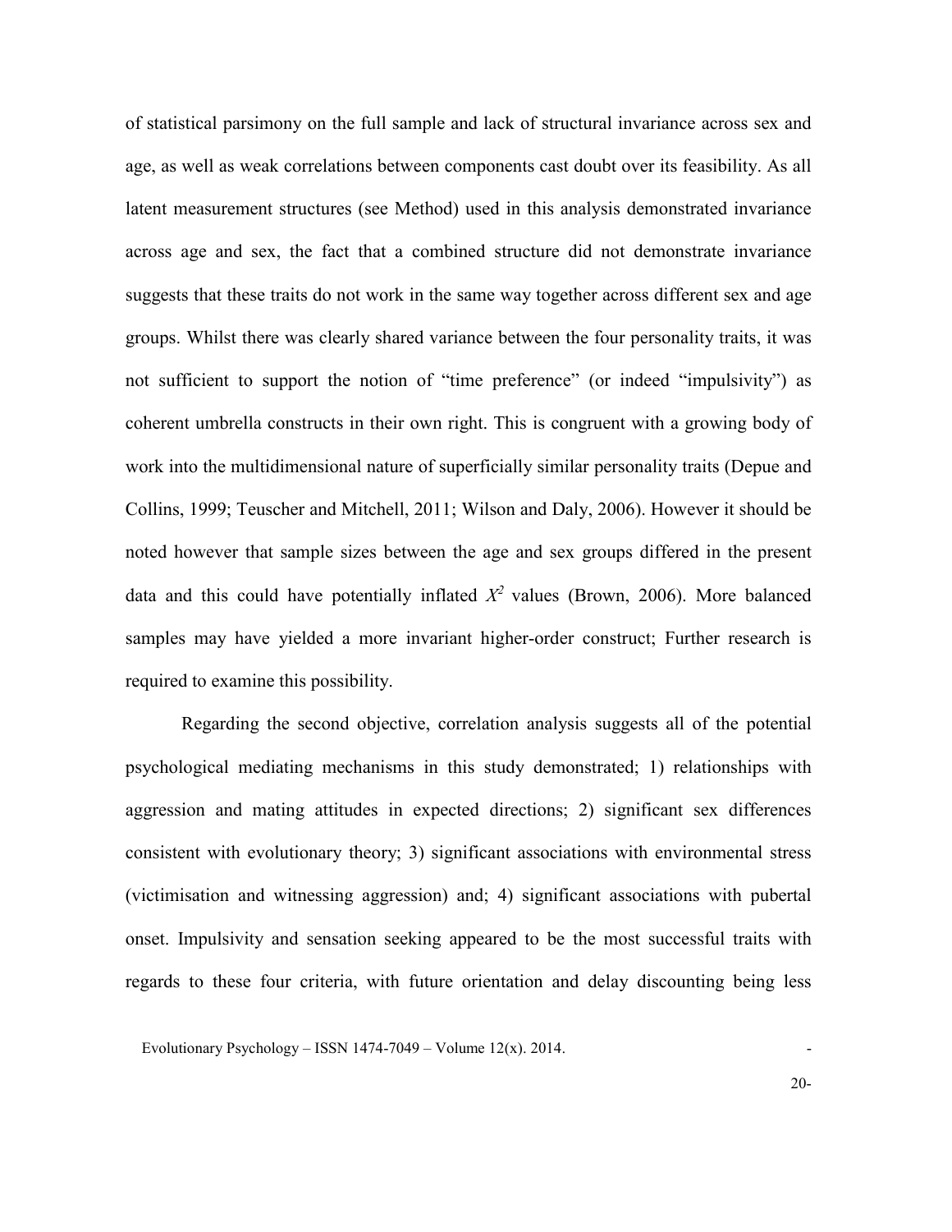of statistical parsimony on the full sample and lack of structural invariance across sex and age, as well as weak correlations between components cast doubt over its feasibility. As all latent measurement structures (see Method) used in this analysis demonstrated invariance across age and sex, the fact that a combined structure did not demonstrate invariance suggests that these traits do not work in the same way together across different sex and age groups. Whilst there was clearly shared variance between the four personality traits, it was not sufficient to support the notion of "time preference" (or indeed "impulsivity") as coherent umbrella constructs in their own right. This is congruent with a growing body of work into the multidimensional nature of superficially similar personality traits (Depue and Collins, 1999; Teuscher and Mitchell, 2011; Wilson and Daly, 2006). However it should be noted however that sample sizes between the age and sex groups differed in the present data and this could have potentially inflated $X^2$ values (Brown, 2006). More balanced samples may have yielded a more invariant higher-order construct; Further research is required to examine this possibility.

Regarding the second objective, correlation analysis suggests all of the potential psychological mediating mechanisms in this study demonstrated; 1) relationships with aggression and mating attitudes in expected directions; 2) significant sex differences consistent with evolutionary theory; 3) significant associations with environmental stress (victimisation and witnessing aggression) and; 4) significant associations with pubertal onset. Impulsivity and sensation seeking appeared to be the most successful traits with regards to these four criteria, with future orientation and delay discounting being less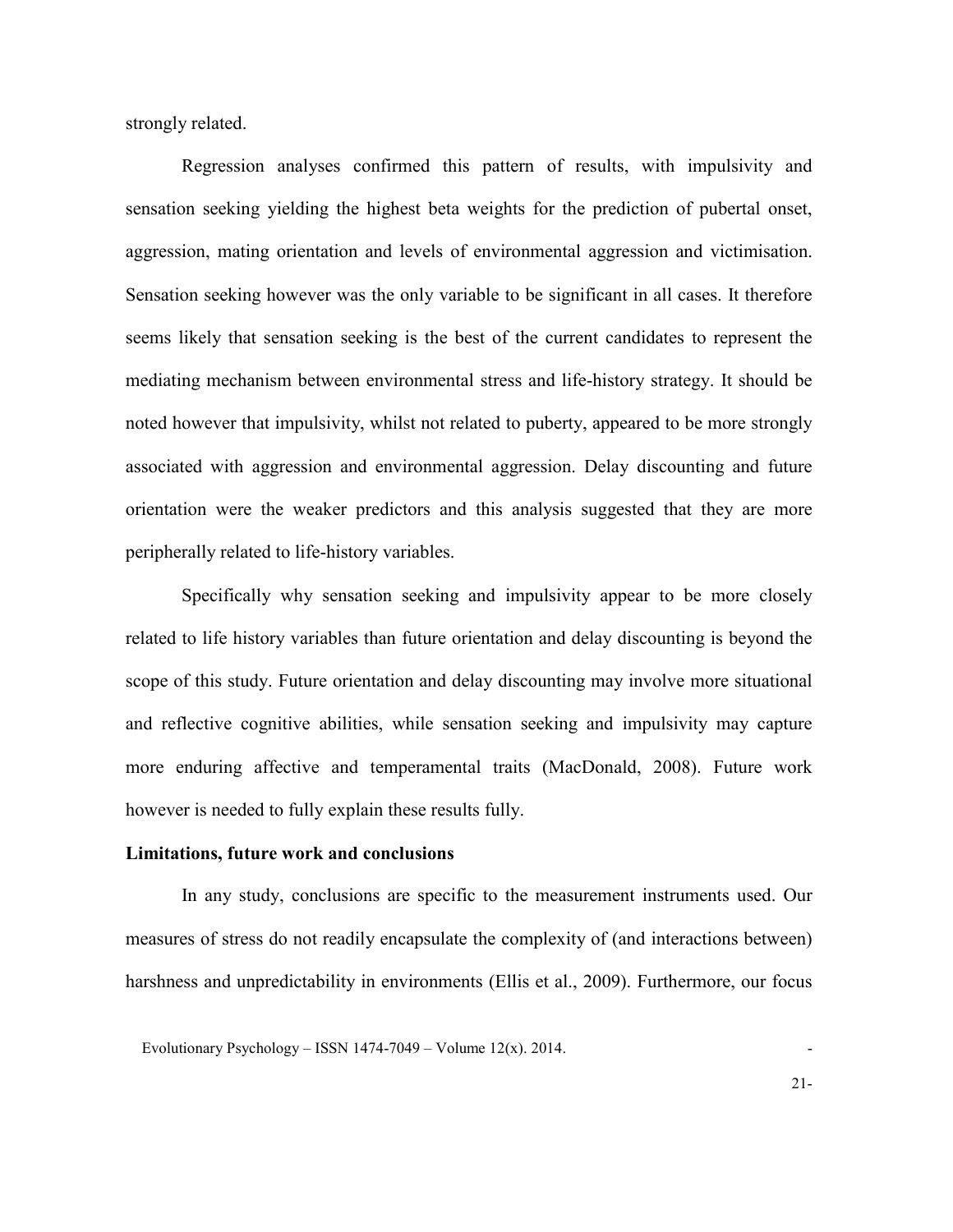strongly related.

Regression analyses confirmed this pattern of results, with impulsivity and sensation seeking yielding the highest beta weights for the prediction of pubertal onset, aggression, mating orientation and levels of environmental aggression and victimisation. Sensation seeking however was the only variable to be significant in all cases. It therefore seems likely that sensation seeking is the best of the current candidates to represent the mediating mechanism between environmental stress and life-history strategy. It should be noted however that impulsivity, whilst not related to puberty, appeared to be more strongly associated with aggression and environmental aggression. Delay discounting and future orientation were the weaker predictors and this analysis suggested that they are more peripherally related to life-history variables.

Specifically why sensation seeking and impulsivity appear to be more closely related to life history variables than future orientation and delay discounting is beyond the scope of this study. Future orientation and delay discounting may involve more situational and reflective cognitive abilities, while sensation seeking and impulsivity may capture more enduring affective and temperamental traits (MacDonald, 2008). Future work however is needed to fully explain these results fully.

**Limitations, future work and conclusions**

In any study, conclusions are specific to the measurement instruments used. Our measures of stress do not readily encapsulate the complexity of (and interactions between) harshness and unpredictability in environments (Ellis et al., 2009). Furthermore, our focus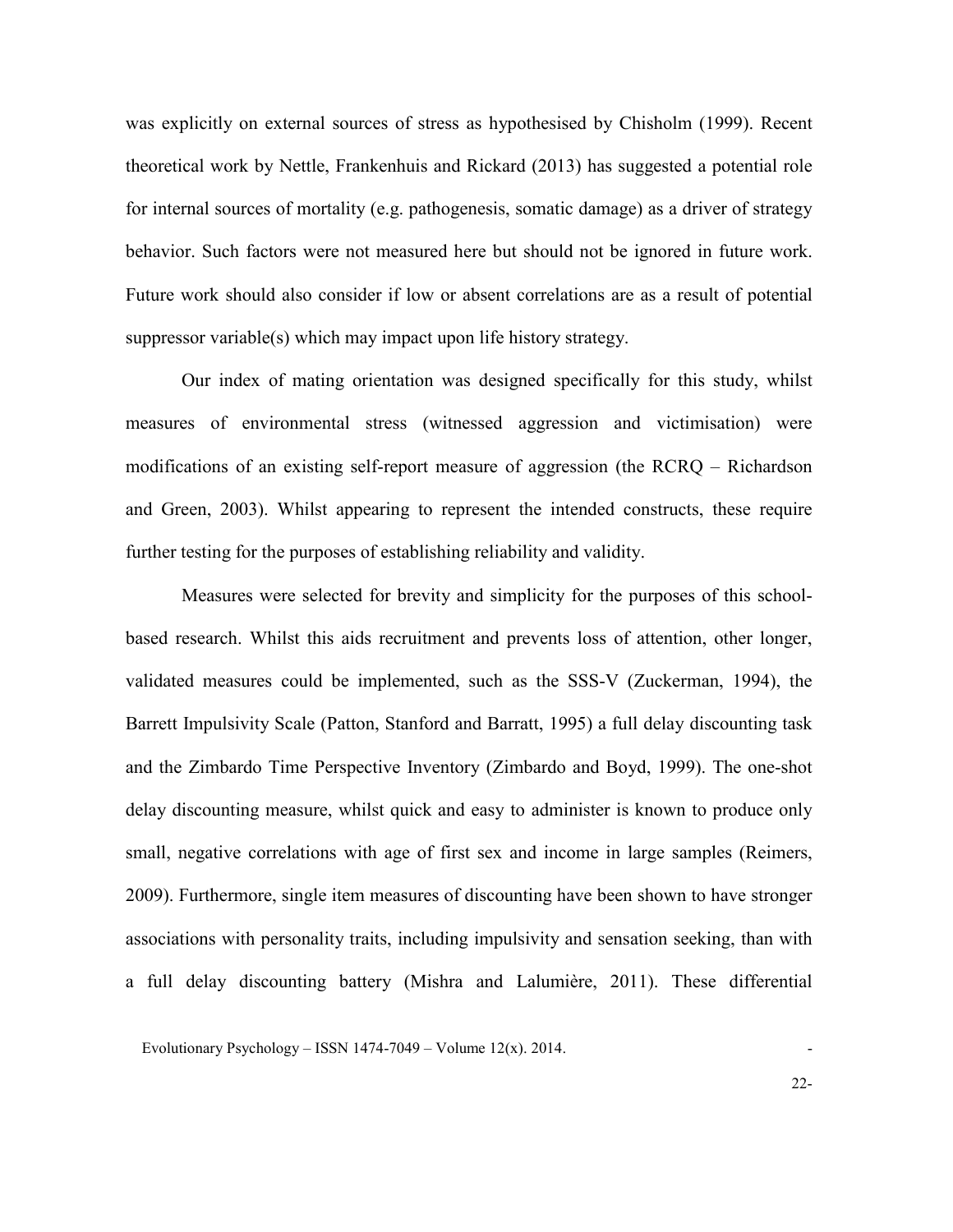was explicitly on external sources of stress as hypothesised by Chisholm (1999). Recent theoretical work by Nettle, Frankenhuis and Rickard (2013) has suggested a potential role for internal sources of mortality (e.g. pathogenesis, somatic damage) as a driver of strategy behavior. Such factors were not measured here but should not be ignored in future work. Future work should also consider if low or absent correlations are as a result of potential suppressor variable(s) which may impact upon life history strategy.

Our index of mating orientation was designed specifically for this study, whilst measures of environmental stress (witnessed aggression and victimisation) were modifications of an existing self-report measure of aggression (the RCRQ – Richardson and Green, 2003). Whilst appearing to represent the intended constructs, these require further testing for the purposes of establishing reliability and validity.

Measures were selected for brevity and simplicity for the purposes of this school-based research. Whilst this aids recruitment and prevents loss of attention, other longer, validated measures could be implemented, such as the SSS-V (Zuckerman, 1994), the Barrett Impulsivity Scale (Patton, Stanford and Barratt, 1995) a full delay discounting task and the Zimbardo Time Perspective Inventory (Zimbardo and Boyd, 1999). The one-shot delay discounting measure, whilst quick and easy to administer is known to produce only small, negative correlations with age of first sex and income in large samples (Reimers, 2009). Furthermore, single item measures of discounting have been shown to have stronger associations with personality traits, including impulsivity and sensation seeking, than with a full delay discounting battery (Mishra and Lalumière, 2011). These differential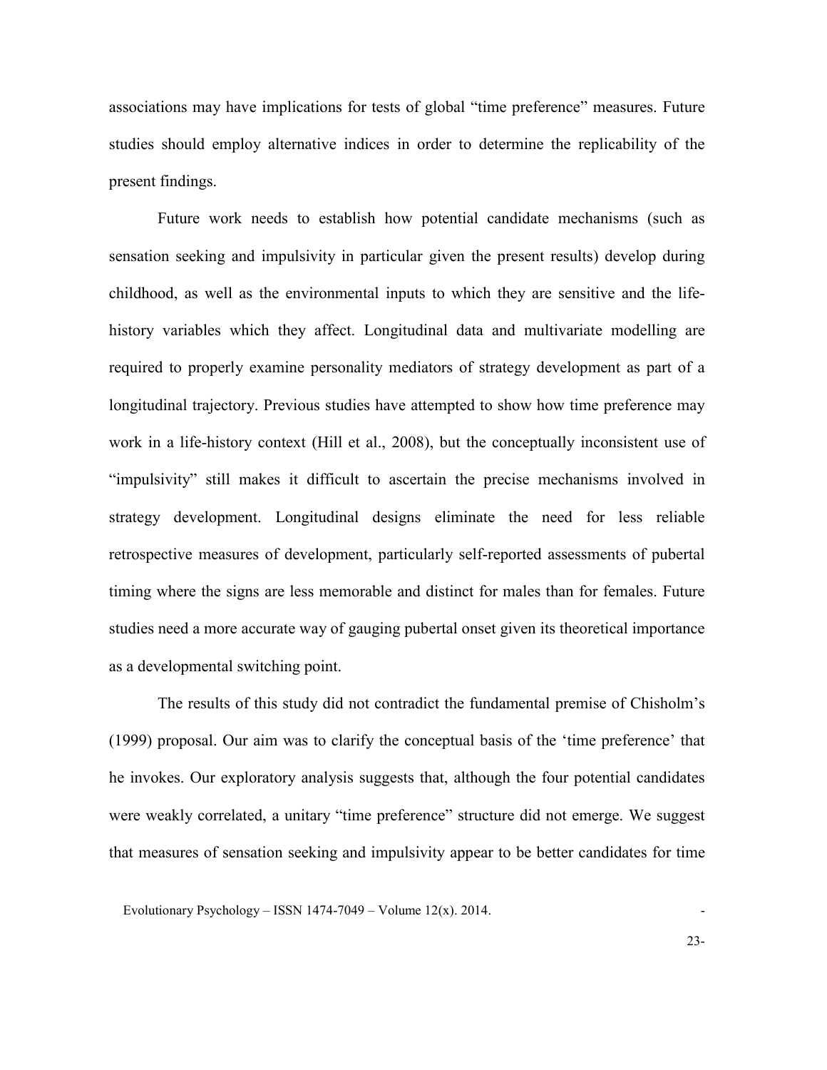associations may have implications for tests of global "time preference" measures. Future studies should employ alternative indices in order to determine the replicability of the present findings.

Future work needs to establish how potential candidate mechanisms (such as sensation seeking and impulsivity in particular given the present results) develop during childhood, as well as the environmental inputs to which they are sensitive and the life-history variables which they affect. Longitudinal data and multivariate modelling are required to properly examine personality mediators of strategy development as part of a longitudinal trajectory. Previous studies have attempted to show how time preference may work in a life-history context (Hill et al., 2008), but the conceptually inconsistent use of "impulsivity" still makes it difficult to ascertain the precise mechanisms involved in strategy development. Longitudinal designs eliminate the need for less reliable retrospective measures of development, particularly self-reported assessments of pubertal timing where the signs are less memorable and distinct for males than for females. Future studies need a more accurate way of gauging pubertal onset given its theoretical importance as a developmental switching point.

The results of this study did not contradict the fundamental premise of Chisholm's (1999) proposal. Our aim was to clarify the conceptual basis of the 'time preference' that he invokes. Our exploratory analysis suggests that, although the four potential candidates were weakly correlated, a unitary "time preference" structure did not emerge. We suggest that measures of sensation seeking and impulsivity appear to be better candidates for time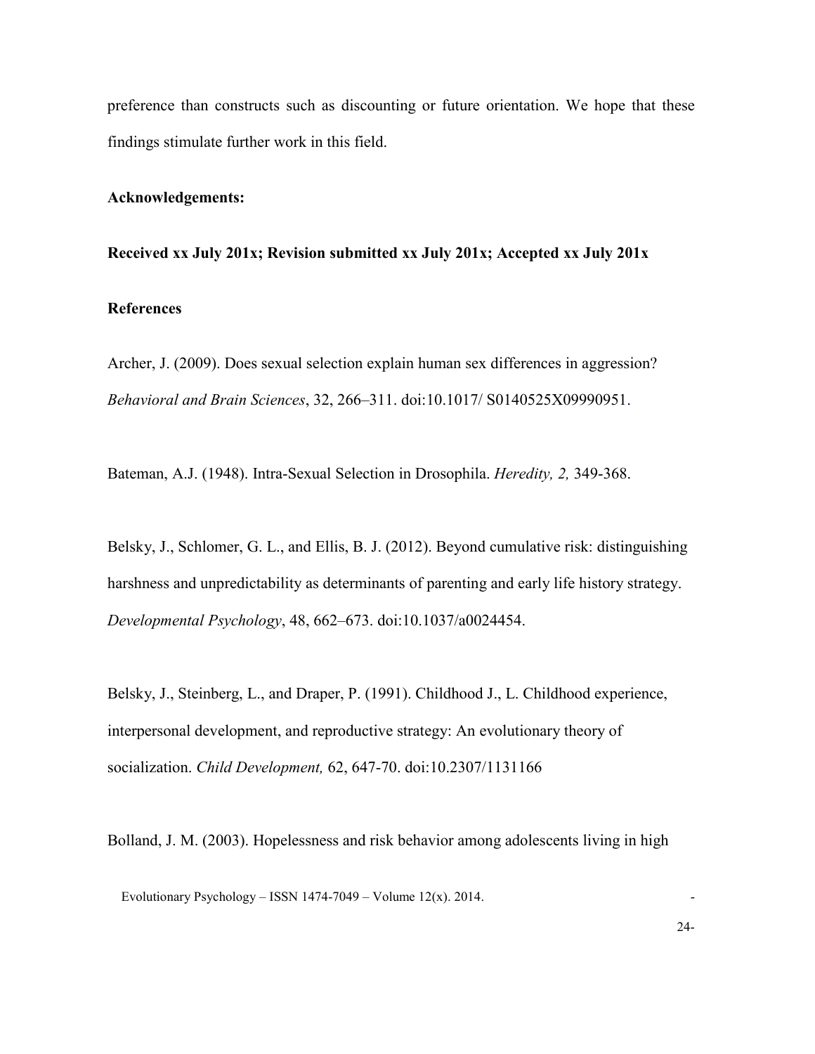preference than constructs such as discounting or future orientation. We hope that these findings stimulate further work in this field.

**Acknowledgements:**

**Received xx July 201x; Revision submitted xx July 201x; Accepted xx July 201x**

## References

Archer, J. (2009). Does sexual selection explain human sex differences in aggression? *Behavioral and Brain Sciences*, 32, 266–311. doi:10.1017/ S0140525X09990951.

Bateman, A.J. (1948). Intra-Sexual Selection in Drosophila. *Heredity, 2,* 349-368.

Belsky, J., Schlomer, G. L., and Ellis, B. J. (2012). Beyond cumulative risk: distinguishing harshness and unpredictability as determinants of parenting and early life history strategy. *Developmental Psychology*, 48, 662–673. doi:10.1037/a0024454.

Belsky, J., Steinberg, L., and Draper, P. (1991). Childhood J., L. Childhood experience, interpersonal development, and reproductive strategy: An evolutionary theory of socialization. *Child Development,* 62, 647-70. doi:10.2307/1131166

Bolland, J. M. (2003). Hopelessness and risk behavior among adolescents living in high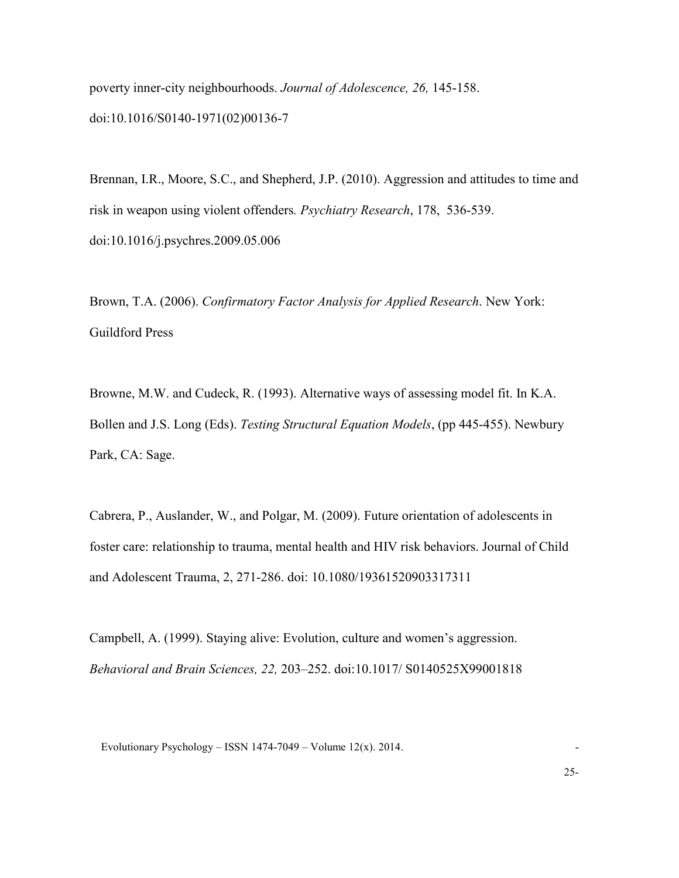poverty inner-city neighbourhoods. *Journal of Adolescence, 26,* 145-158. doi:10.1016/S0140-1971(02)00136-7

Brennan, I.R., Moore, S.C., and Shepherd, J.P. (2010). Aggression and attitudes to time and risk in weapon using violent offenders. *Psychiatry Research*, 178, 536-539. doi:10.1016/j.psychres.2009.05.006

Brown, T.A. (2006). *Confirmatory Factor Analysis for Applied Research*. New York: Guildford Press

Browne, M.W. and Cudeck, R. (1993). Alternative ways of assessing model fit. In K.A. Bollen and J.S. Long (Eds). *Testing Structural Equation Models*, (pp 445-455). Newbury Park, CA: Sage.

Cabrera, P., Auslander, W., and Polgar, M. (2009). Future orientation of adolescents in foster care: relationship to trauma, mental health and HIV risk behaviors. Journal of Child and Adolescent Trauma, 2, 271-286. doi: 10.1080/19361520903317311

Campbell, A. (1999). Staying alive: Evolution, culture and women's aggression. *Behavioral and Brain Sciences, 22,* 203–252. doi:10.1017/ S0140525X99001818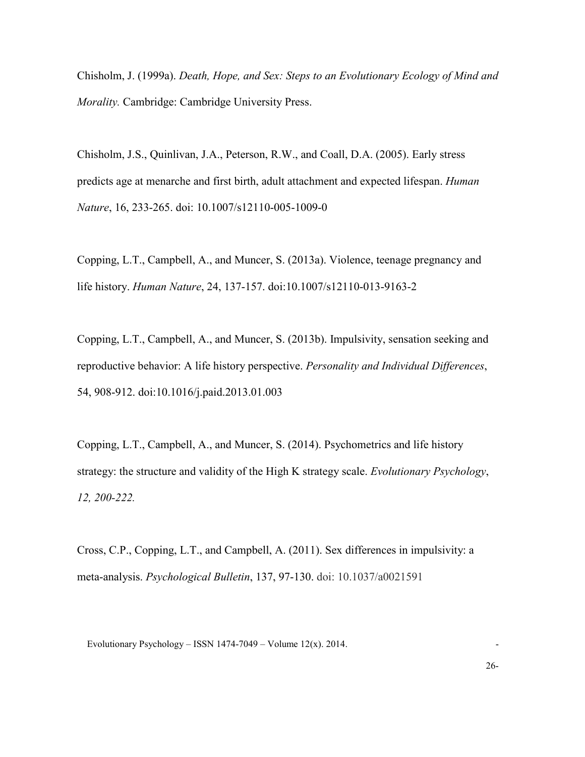Chisholm, J. (1999a). *Death, Hope, and Sex: Steps to an Evolutionary Ecology of Mind and Morality.* Cambridge: Cambridge University Press.

Chisholm, J.S., Quinlivan, J.A., Peterson, R.W., and Coall, D.A. (2005). Early stress predicts age at menarche and first birth, adult attachment and expected lifespan. *Human Nature*, 16, 233-265. doi: 10.1007/s12110-005-1009-0

Copping, L.T., Campbell, A., and Muncer, S. (2013a). Violence, teenage pregnancy and life history. *Human Nature*, 24, 137-157. doi:10.1007/s12110-013-9163-2

Copping, L.T., Campbell, A., and Muncer, S. (2013b). Impulsivity, sensation seeking and reproductive behavior: A life history perspective. *Personality and Individual Differences*, 54, 908-912. doi:10.1016/j.paid.2013.01.003

Copping, L.T., Campbell, A., and Muncer, S. (2014). Psychometrics and life history strategy: the structure and validity of the High K strategy scale. *Evolutionary Psychology*, *12, 200-222.*

Cross, C.P., Copping, L.T., and Campbell, A. (2011). Sex differences in impulsivity: a meta-analysis. *Psychological Bulletin*, 137, 97-130. doi: 10.1037/a0021591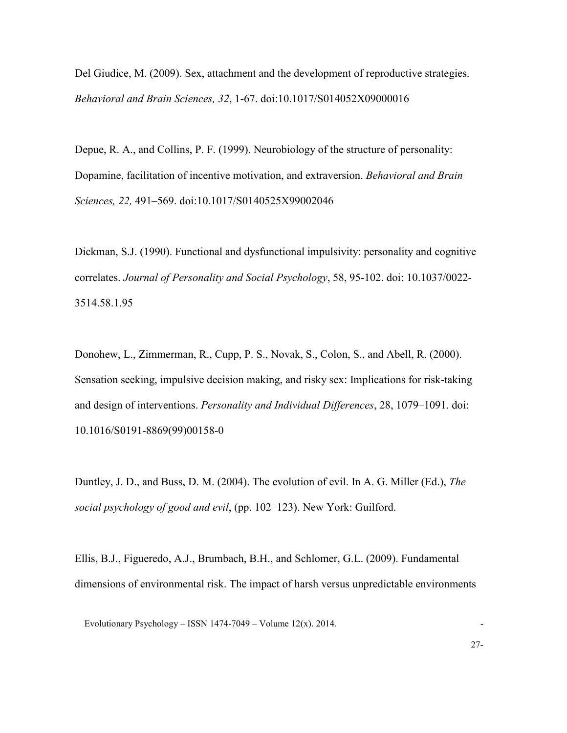Del Giudice, M. (2009). Sex, attachment and the development of reproductive strategies. *Behavioral and Brain Sciences, 32*, 1-67. doi:10.1017/S014052X09000016

Depue, R. A., and Collins, P. F. (1999). Neurobiology of the structure of personality: Dopamine, facilitation of incentive motivation, and extraversion. *Behavioral and Brain Sciences, 22,* 491–569. doi:10.1017/S0140525X99002046

Dickman, S.J. (1990). Functional and dysfunctional impulsivity: personality and cognitive correlates. *Journal of Personality and Social Psychology*, 58, 95-102. doi: 10.1037/0022-3514.58.1.95

Donohew, L., Zimmerman, R., Cupp, P. S., Novak, S., Colon, S., and Abell, R. (2000). Sensation seeking, impulsive decision making, and risky sex: Implications for risk-taking and design of interventions. *Personality and Individual Differences*, 28, 1079–1091. doi: 10.1016/S0191-8869(99)00158-0

Duntley, J. D., and Buss, D. M. (2004). The evolution of evil. In A. G. Miller (Ed.), *The social psychology of good and evil*, (pp. 102–123). New York: Guilford.

Ellis, B.J., Figueredo, A.J., Brumbach, B.H., and Schlomer, G.L. (2009). Fundamental dimensions of environmental risk. The impact of harsh versus unpredictable environments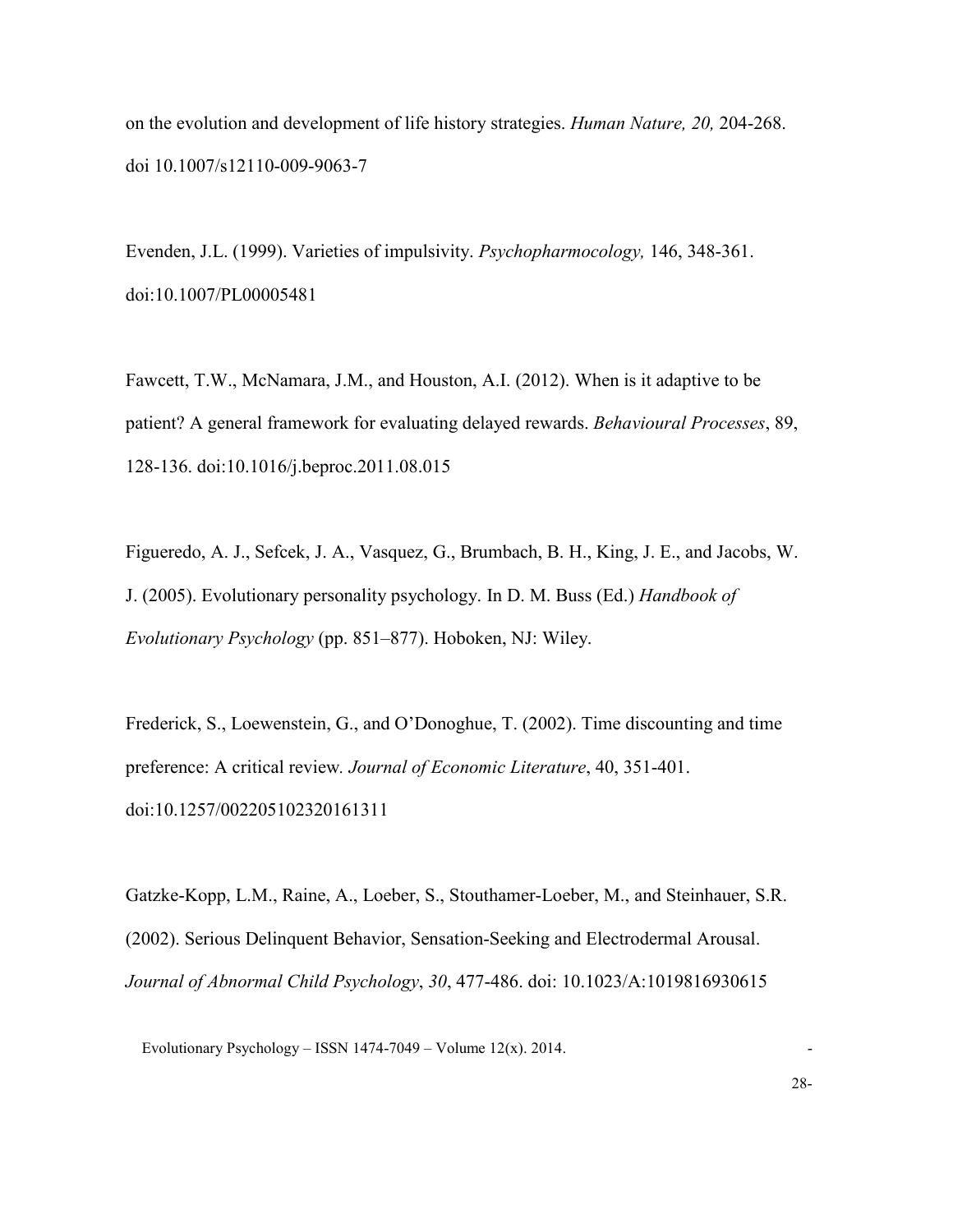on the evolution and development of life history strategies. *Human Nature, 20,* 204-268. doi 10.1007/s12110-009-9063-7

Evenden, J.L. (1999). Varieties of impulsivity. *Psychopharmocology,* 146, 348-361. doi:10.1007/PL00005481

Fawcett, T.W., McNamara, J.M., and Houston, A.I. (2012). When is it adaptive to be patient? A general framework for evaluating delayed rewards. *Behavioural Processes*, 89, 128-136. doi:10.1016/j.beproc.2011.08.015

Figueredo, A. J., Sefcek, J. A., Vasquez, G., Brumbach, B. H., King, J. E., and Jacobs, W. J. (2005). Evolutionary personality psychology. In D. M. Buss (Ed.) *Handbook of Evolutionary Psychology* (pp. 851–877). Hoboken, NJ: Wiley.

Frederick, S., Loewenstein, G., and O'Donoghue, T. (2002). Time discounting and time preference: A critical review. *Journal of Economic Literature*, 40, 351-401. doi:10.1257/002205102320161311

Gatzke-Kopp, L.M., Raine, A., Loeber, S., Stouthamer-Loeber, M., and Steinhauer, S.R. (2002). Serious Delinquent Behavior, Sensation-Seeking and Electrodermal Arousal. *Journal of Abnormal Child Psychology*, *30*, 477-486. doi: 10.1023/A:1019816930615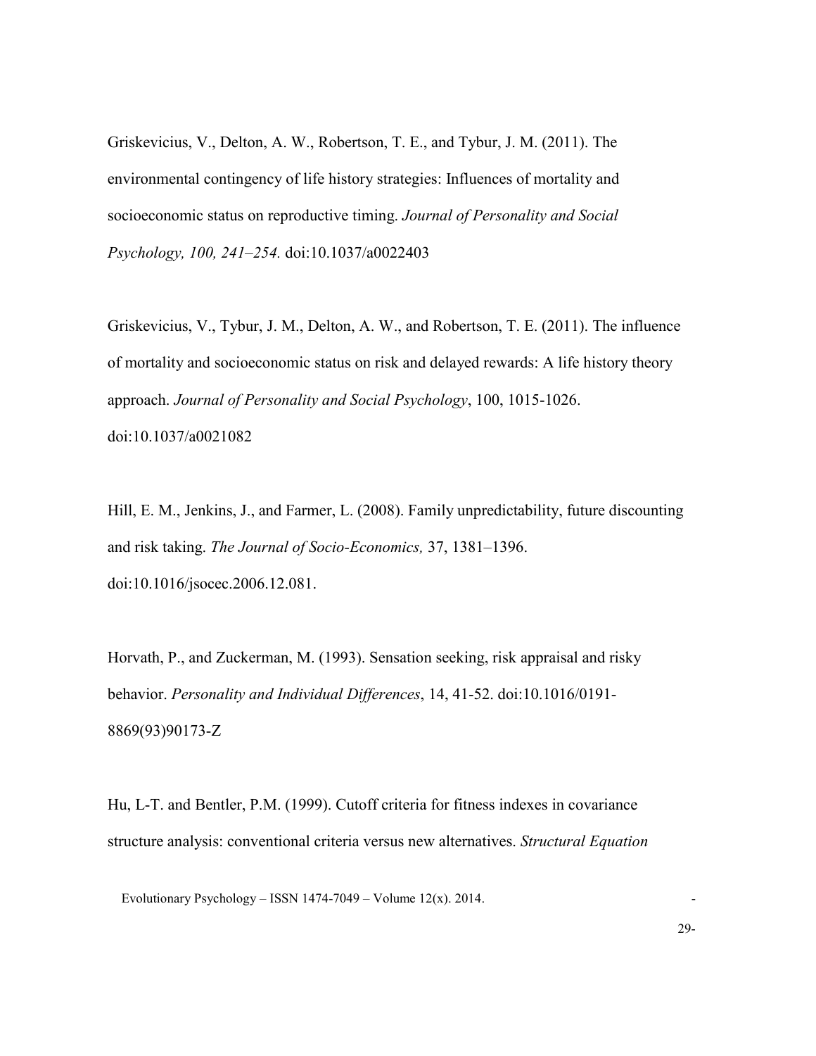Griskevicius, V., Delton, A. W., Robertson, T. E., and Tybur, J. M. (2011). The environmental contingency of life history strategies: Influences of mortality and socioeconomic status on reproductive timing. *Journal of Personality and Social Psychology, 100, 241–254.* doi:10.1037/a0022403

Griskevicius, V., Tybur, J. M., Delton, A. W., and Robertson, T. E. (2011). The influence of mortality and socioeconomic status on risk and delayed rewards: A life history theory approach. *Journal of Personality and Social Psychology*, 100, 1015-1026. doi:10.1037/a0021082

Hill, E. M., Jenkins, J., and Farmer, L. (2008). Family unpredictability, future discounting and risk taking. *The Journal of Socio-Economics,* 37, 1381–1396. doi:10.1016/jsocec.2006.12.081.

Horvath, P., and Zuckerman, M. (1993). Sensation seeking, risk appraisal and risky behavior. *Personality and Individual Differences*, 14, 41-52. doi:10.1016/0191-8869(93)90173-Z

Hu, L-T. and Bentler, P.M. (1999). Cutoff criteria for fitness indexes in covariance structure analysis: conventional criteria versus new alternatives. *Structural Equation*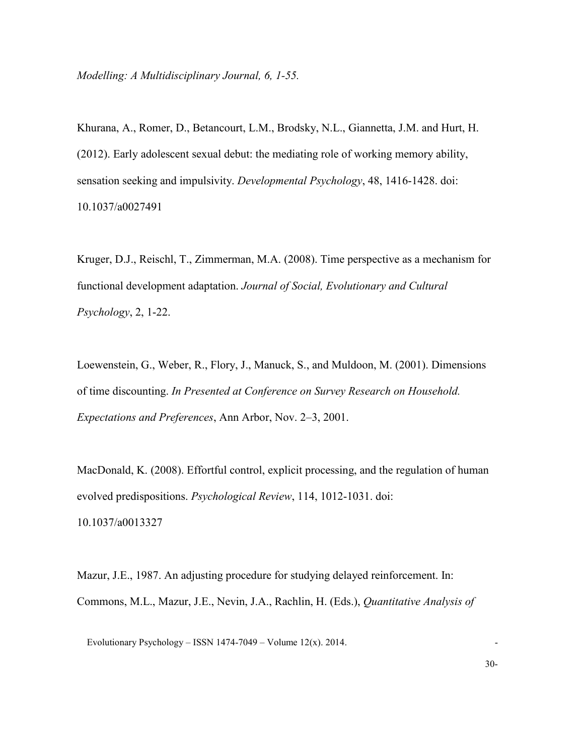*Modelling: A Multidisciplinary Journal, 6, 1-55.*

Khurana, A., Romer, D., Betancourt, L.M., Brodsky, N.L., Giannetta, J.M. and Hurt, H. (2012). Early adolescent sexual debut: the mediating role of working memory ability, sensation seeking and impulsivity. *Developmental Psychology*, 48, 1416-1428. doi: 10.1037/a0027491

Kruger, D.J., Reischl, T., Zimmerman, M.A. (2008). Time perspective as a mechanism for functional development adaptation. *Journal of Social, Evolutionary and Cultural Psychology*, 2, 1-22.

Loewenstein, G., Weber, R., Flory, J., Manuck, S., and Muldoon, M. (2001). Dimensions of time discounting. *In Presented at Conference on Survey Research on Household. Expectations and Preferences*, Ann Arbor, Nov. 2–3, 2001.

MacDonald, K. (2008). Effortful control, explicit processing, and the regulation of human evolved predispositions. *Psychological Review*, 114, 1012-1031. doi: 10.1037/a0013327

Mazur, J.E., 1987. An adjusting procedure for studying delayed reinforcement. In: Commons, M.L., Mazur, J.E., Nevin, J.A., Rachlin, H. (Eds.), *Quantitative Analysis of*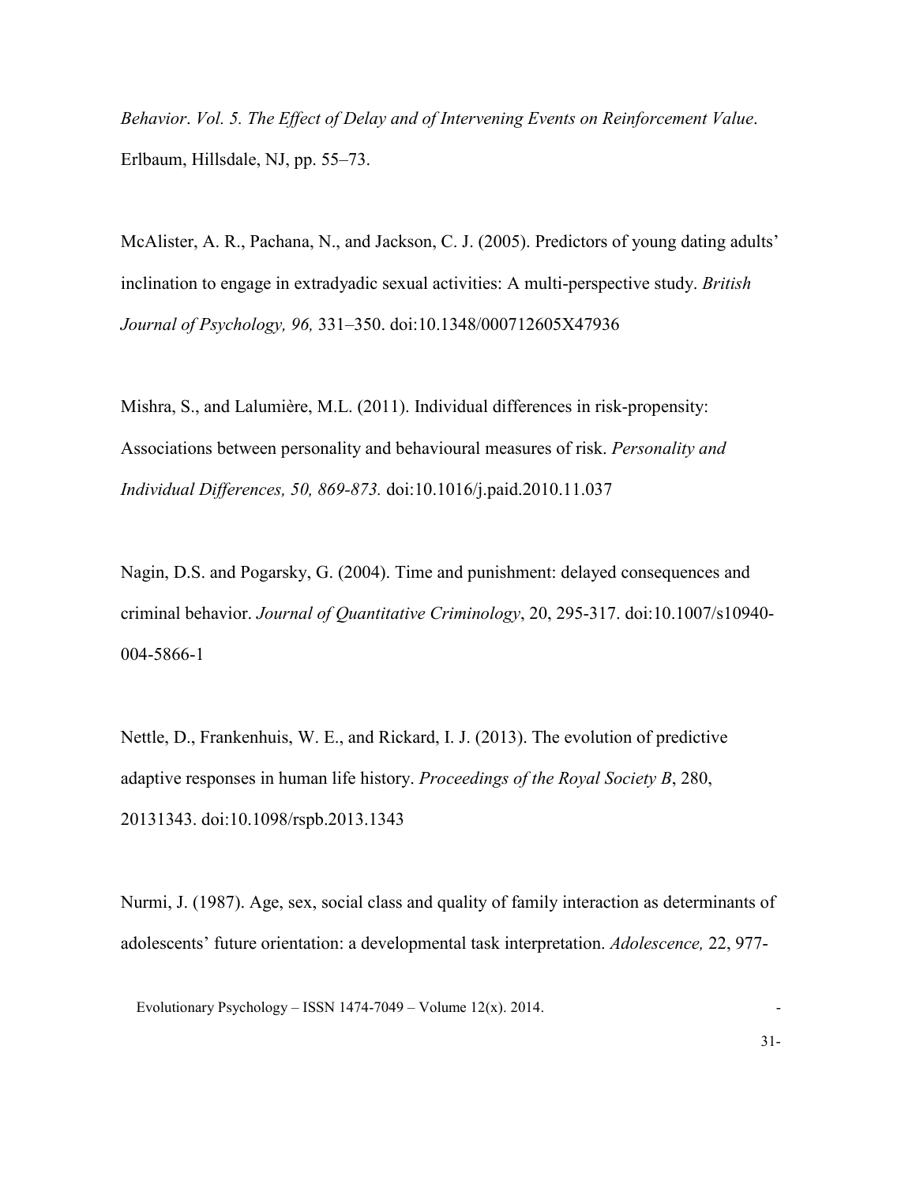*Behavior*. *Vol. 5. The Effect of Delay and of Intervening Events on Reinforcement Value*. Erlbaum, Hillsdale, NJ, pp. 55–73.

McAlister, A. R., Pachana, N., and Jackson, C. J. (2005). Predictors of young dating adults' inclination to engage in extradyadic sexual activities: A multi-perspective study. *British Journal of Psychology, 96,* 331–350. doi:10.1348/000712605X47936

Mishra, S., and Lalumière, M.L. (2011). Individual differences in risk-propensity: Associations between personality and behavioural measures of risk. *Personality and Individual Differences, 50, 869-873.* doi:10.1016/j.paid.2010.11.037

Nagin, D.S. and Pogarsky, G. (2004). Time and punishment: delayed consequences and criminal behavior. *Journal of Quantitative Criminology*, 20, 295-317. doi:10.1007/s10940-004-5866-1

Nettle, D., Frankenhuis, W. E., and Rickard, I. J. (2013). The evolution of predictive adaptive responses in human life history. *Proceedings of the Royal Society B*, 280, 20131343. doi:10.1098/rspb.2013.1343

Nurmi, J. (1987). Age, sex, social class and quality of family interaction as determinants of adolescents' future orientation: a developmental task interpretation. *Adolescence,* 22, 977-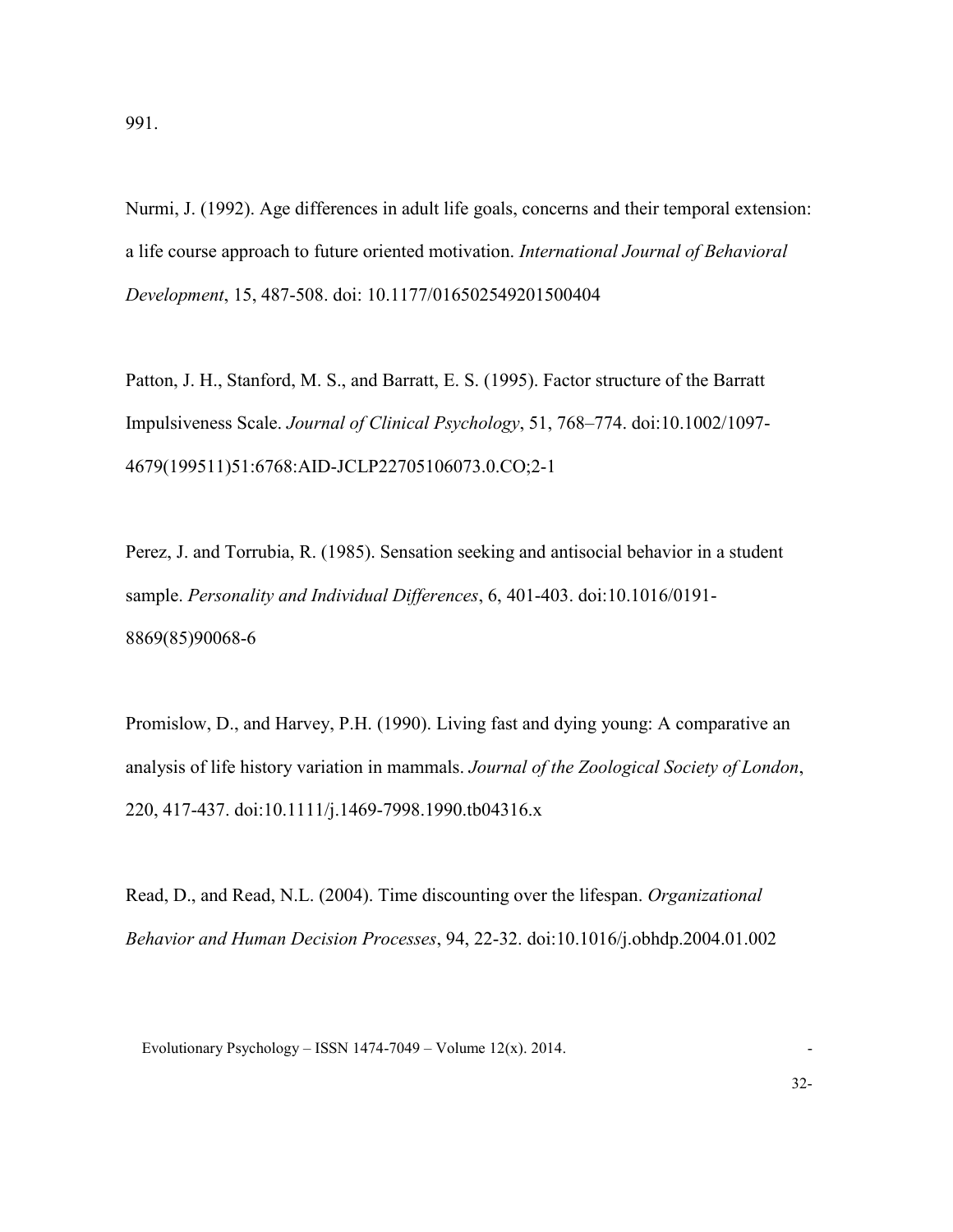991.

Nurmi, J. (1992). Age differences in adult life goals, concerns and their temporal extension: a life course approach to future oriented motivation. *International Journal of Behavioral Development*, 15, 487-508. doi: 10.1177/016502549201500404

Patton, J. H., Stanford, M. S., and Barratt, E. S. (1995). Factor structure of the Barratt Impulsiveness Scale. *Journal of Clinical Psychology*, 51, 768–774. doi:10.1002/1097-4679(199511)51:6768:AID-JCLP22705106073.0.CO;2-1

Perez, J. and Torrubia, R. (1985). Sensation seeking and antisocial behavior in a student sample. *Personality and Individual Differences*, 6, 401-403. doi:10.1016/0191-8869(85)90068-6

Promislow, D., and Harvey, P.H. (1990). Living fast and dying young: A comparative an analysis of life history variation in mammals. *Journal of the Zoological Society of London*, 220, 417-437. doi:10.1111/j.1469-7998.1990.tb04316.x

Read, D., and Read, N.L. (2004). Time discounting over the lifespan. *Organizational Behavior and Human Decision Processes*, 94, 22-32. doi:10.1016/j.obhdp.2004.01.002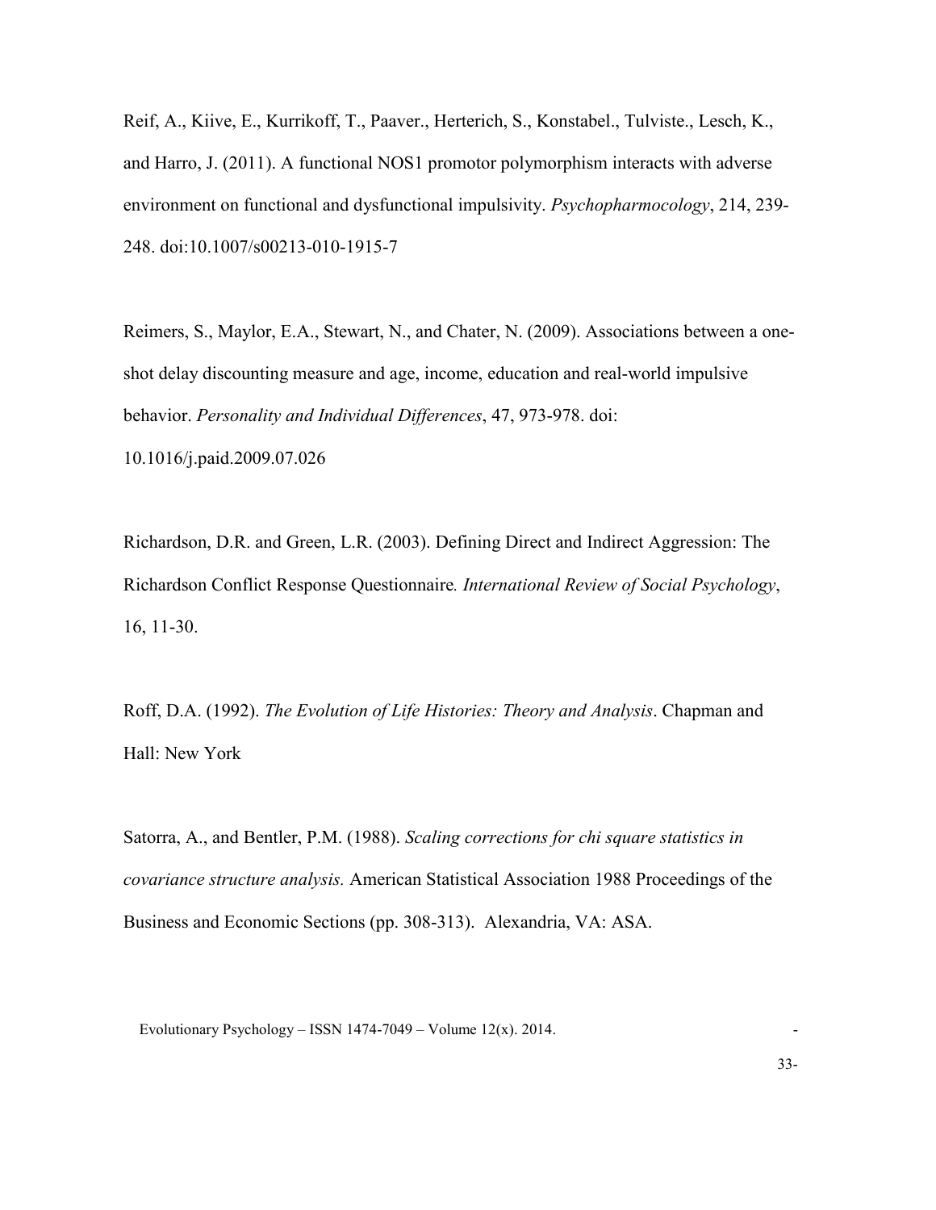Reif, A., Kiive, E., Kurrikoff, T., Paaver., Herterich, S., Konstabel., Tulviste., Lesch, K., and Harro, J. (2011). A functional NOS1 promotor polymorphism interacts with adverse environment on functional and dysfunctional impulsivity. *Psychopharmocology*, 214, 239-248. doi:10.1007/s00213-010-1915-7

Reimers, S., Maylor, E.A., Stewart, N., and Chater, N. (2009). Associations between a one-shot delay discounting measure and age, income, education and real-world impulsive behavior. *Personality and Individual Differences*, 47, 973-978. doi: 10.1016/j.paid.2009.07.026

Richardson, D.R. and Green, L.R. (2003). Defining Direct and Indirect Aggression: The Richardson Conflict Response Questionnaire*. International Review of Social Psychology*, 16, 11-30.

Roff, D.A. (1992). *The Evolution of Life Histories: Theory and Analysis*. Chapman and Hall: New York

Satorra, A., and Bentler, P.M. (1988). *Scaling corrections for chi square statistics in covariance structure analysis.* American Statistical Association 1988 Proceedings of the Business and Economic Sections (pp. 308-313). Alexandria, VA: ASA.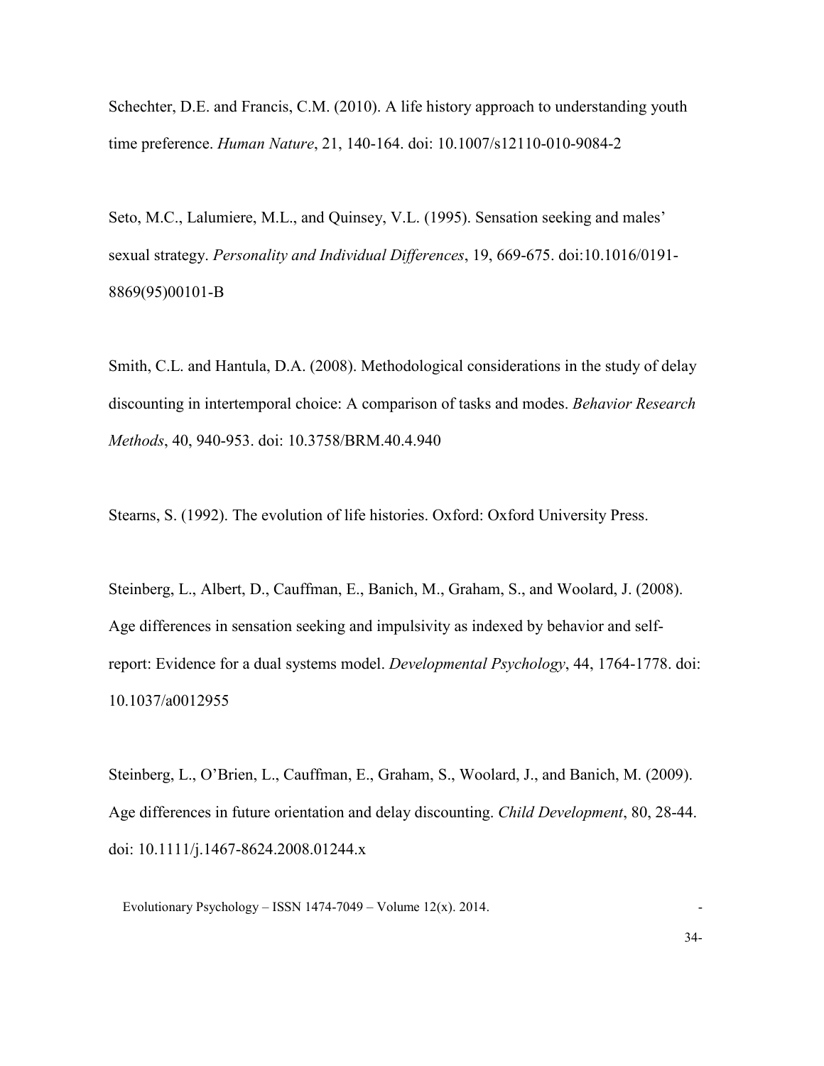Schechter, D.E. and Francis, C.M. (2010). A life history approach to understanding youth time preference. *Human Nature*, 21, 140-164. doi: 10.1007/s12110-010-9084-2

Seto, M.C., Lalumiere, M.L., and Quinsey, V.L. (1995). Sensation seeking and males' sexual strategy. *Personality and Individual Differences*, 19, 669-675. doi:10.1016/0191-8869(95)00101-B

Smith, C.L. and Hantula, D.A. (2008). Methodological considerations in the study of delay discounting in intertemporal choice: A comparison of tasks and modes. *Behavior Research Methods*, 40, 940-953. doi: 10.3758/BRM.40.4.940

Stearns, S. (1992). The evolution of life histories. Oxford: Oxford University Press.

Steinberg, L., Albert, D., Cauffman, E., Banich, M., Graham, S., and Woolard, J. (2008). Age differences in sensation seeking and impulsivity as indexed by behavior and self-report: Evidence for a dual systems model. *Developmental Psychology*, 44, 1764-1778. doi: 10.1037/a0012955

Steinberg, L., O'Brien, L., Cauffman, E., Graham, S., Woolard, J., and Banich, M. (2009). Age differences in future orientation and delay discounting. *Child Development*, 80, 28-44. doi: 10.1111/j.1467-8624.2008.01244.x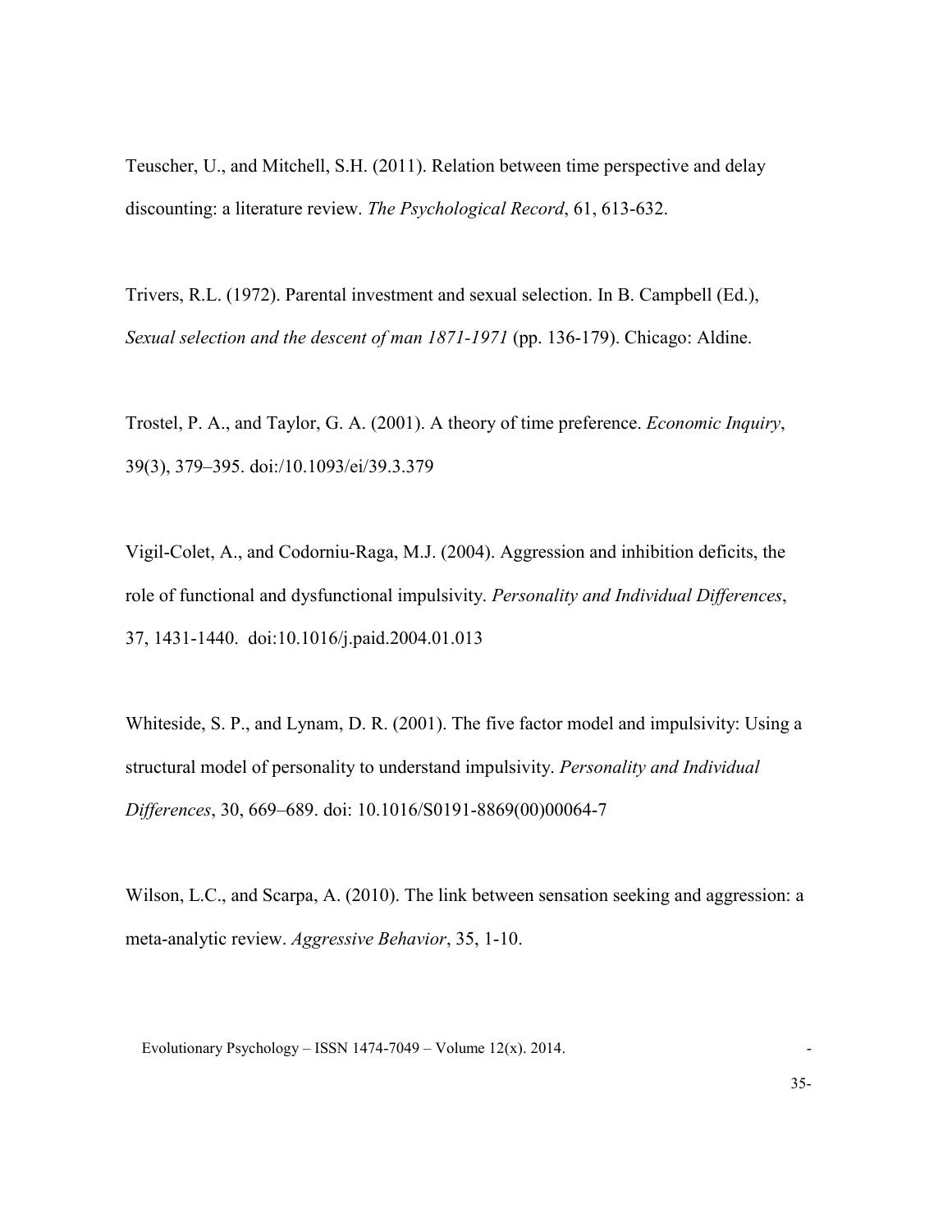Teuscher, U., and Mitchell, S.H. (2011). Relation between time perspective and delay discounting: a literature review. *The Psychological Record*, 61, 613-632.

Trivers, R.L. (1972). Parental investment and sexual selection. In B. Campbell (Ed.), *Sexual selection and the descent of man 1871-1971* (pp. 136-179). Chicago: Aldine.

Trostel, P. A., and Taylor, G. A. (2001). A theory of time preference. *Economic Inquiry*, 39(3), 379–395. doi:/10.1093/ei/39.3.379

Vigil-Colet, A., and Codorniu-Raga, M.J. (2004). Aggression and inhibition deficits, the role of functional and dysfunctional impulsivity. *Personality and Individual Differences*, 37, 1431-1440. doi:10.1016/j.paid.2004.01.013

Whiteside, S. P., and Lynam, D. R. (2001). The five factor model and impulsivity: Using a structural model of personality to understand impulsivity. *Personality and Individual Differences*, 30, 669–689. doi: 10.1016/S0191-8869(00)00064-7

Wilson, L.C., and Scarpa, A. (2010). The link between sensation seeking and aggression: a meta-analytic review. *Aggressive Behavior*, 35, 1-10.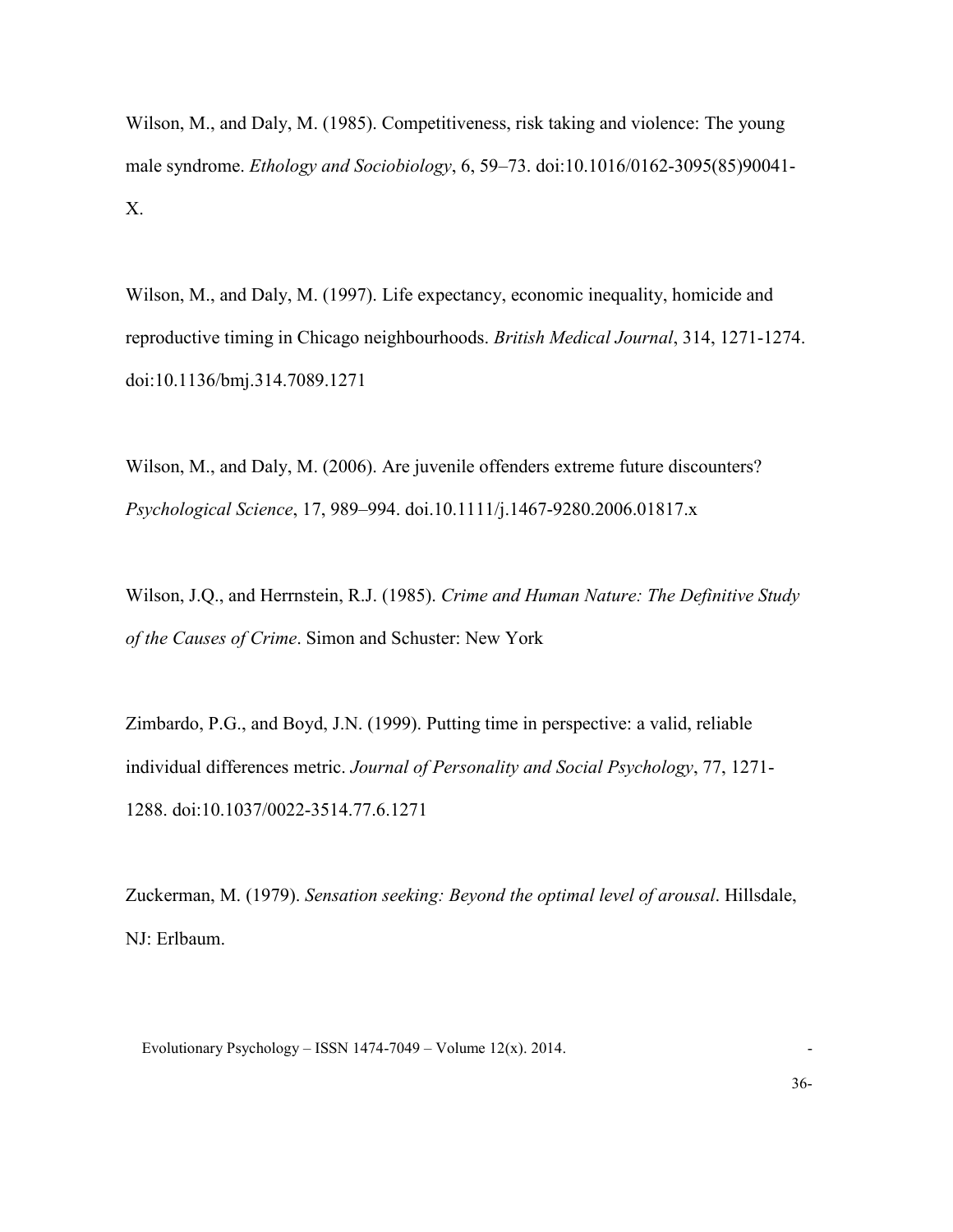Wilson, M., and Daly, M. (1985). Competitiveness, risk taking and violence: The young male syndrome. *Ethology and Sociobiology*, 6, 59–73. doi:10.1016/0162-3095(85)90041-X.

Wilson, M., and Daly, M. (1997). Life expectancy, economic inequality, homicide and reproductive timing in Chicago neighbourhoods. *British Medical Journal*, 314, 1271-1274. doi:10.1136/bmj.314.7089.1271

Wilson, M., and Daly, M. (2006). Are juvenile offenders extreme future discounters? *Psychological Science*, 17, 989–994. doi.10.1111/j.1467-9280.2006.01817.x

Wilson, J.Q., and Herrnstein, R.J. (1985). *Crime and Human Nature: The Definitive Study of the Causes of Crime*. Simon and Schuster: New York

Zimbardo, P.G., and Boyd, J.N. (1999). Putting time in perspective: a valid, reliable individual differences metric. *Journal of Personality and Social Psychology*, 77, 1271-1288. doi:10.1037/0022-3514.77.6.1271

Zuckerman, M. (1979). *Sensation seeking: Beyond the optimal level of arousal*. Hillsdale, NJ: Erlbaum.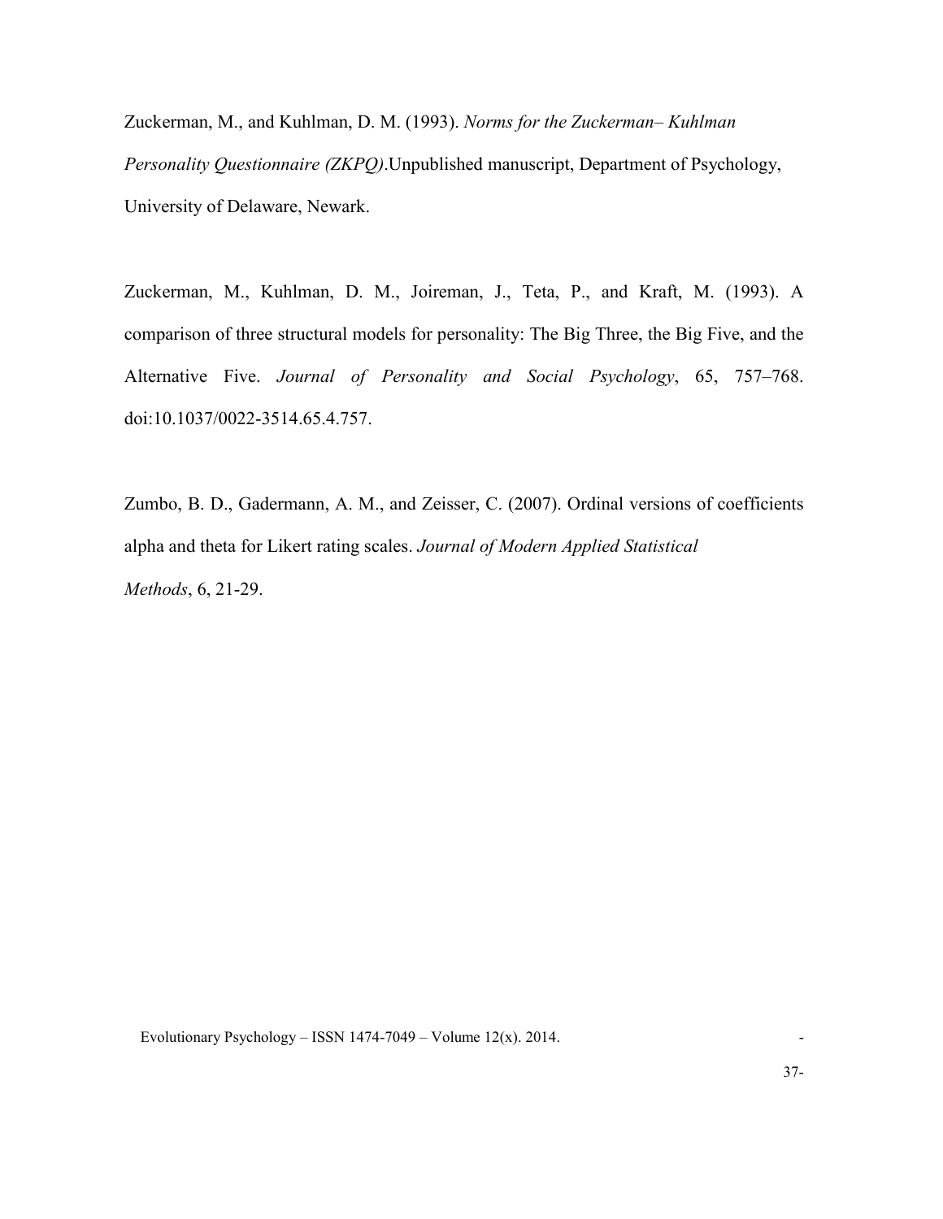Zuckerman, M., and Kuhlman, D. M. (1993). *Norms for the Zuckerman– Kuhlman Personality Questionnaire (ZKPQ)*.Unpublished manuscript, Department of Psychology, University of Delaware, Newark.

Zuckerman, M., Kuhlman, D. M., Joireman, J., Teta, P., and Kraft, M. (1993). A comparison of three structural models for personality: The Big Three, the Big Five, and the Alternative Five. *Journal of Personality and Social Psychology*, 65, 757–768. doi:10.1037/0022-3514.65.4.757.

Zumbo, B. D., Gadermann, A. M., and Zeisser, C. (2007). Ordinal versions of coefficients alpha and theta for Likert rating scales. *Journal of Modern Applied Statistical Methods*, 6, 21-29.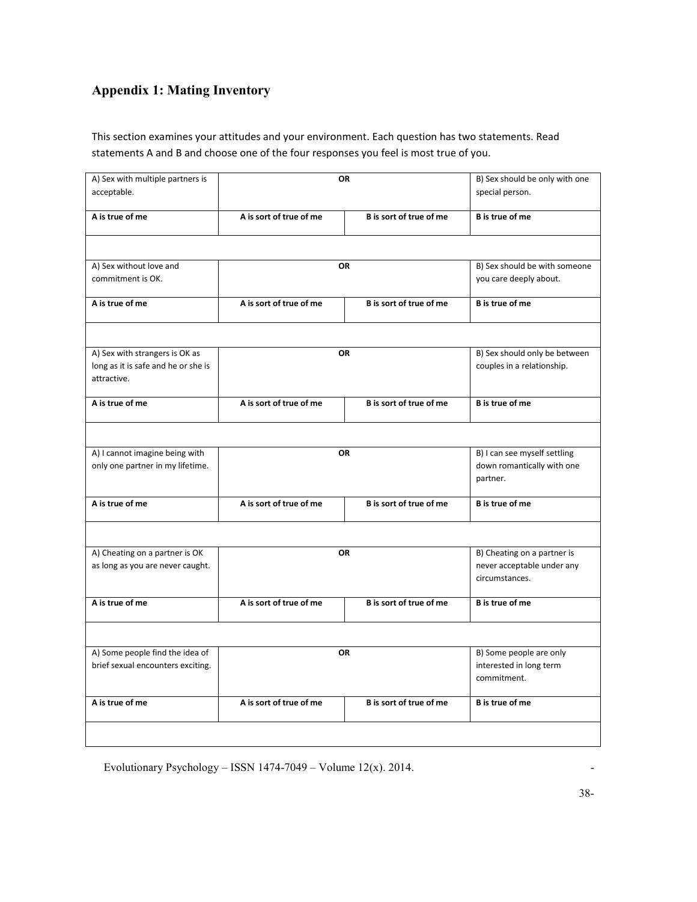## Appendix 1: Mating Inventory

This section examines your attitudes and your environment. Each question has two statements. Read statements A and B and choose one of the four responses you feel is most true of you.

| A) Sex with multiple partners is acceptable. | OR | | B) Sex should be only with one special person. |
|---|---|---|---|
| **A is true of me** | **A is sort of true of me** | **B is sort of true of me** | **B is true of me** |
| | | | |
| A) Sex without love and commitment is OK. | OR | | B) Sex should be with someone you care deeply about. |
| **A is true of me** | **A is sort of true of me** | **B is sort of true of me** | **B is true of me** |
| | | | |
| A) Sex with strangers is OK as long as it is safe and he or she is attractive. | OR | | B) Sex should only be between couples in a relationship. |
| **A is true of me** | **A is sort of true of me** | **B is sort of true of me** | **B is true of me** |
| | | | |
| A) I cannot imagine being with only one partner in my lifetime. | OR | | B) I can see myself settling down romantically with one partner. |
| **A is true of me** | **A is sort of true of me** | **B is sort of true of me** | **B is true of me** |
| | | | |
| A) Cheating on a partner is OK as long as you are never caught. | OR | | B) Cheating on a partner is never acceptable under any circumstances. |
| **A is true of me** | **A is sort of true of me** | **B is sort of true of me** | **B is true of me** |
| | | | |
| A) Some people find the idea of brief sexual encounters exciting. | OR | | B) Some people are only interested in long term commitment. |
| **A is true of me** | **A is sort of true of me** | **B is sort of true of me** | **B is true of me** |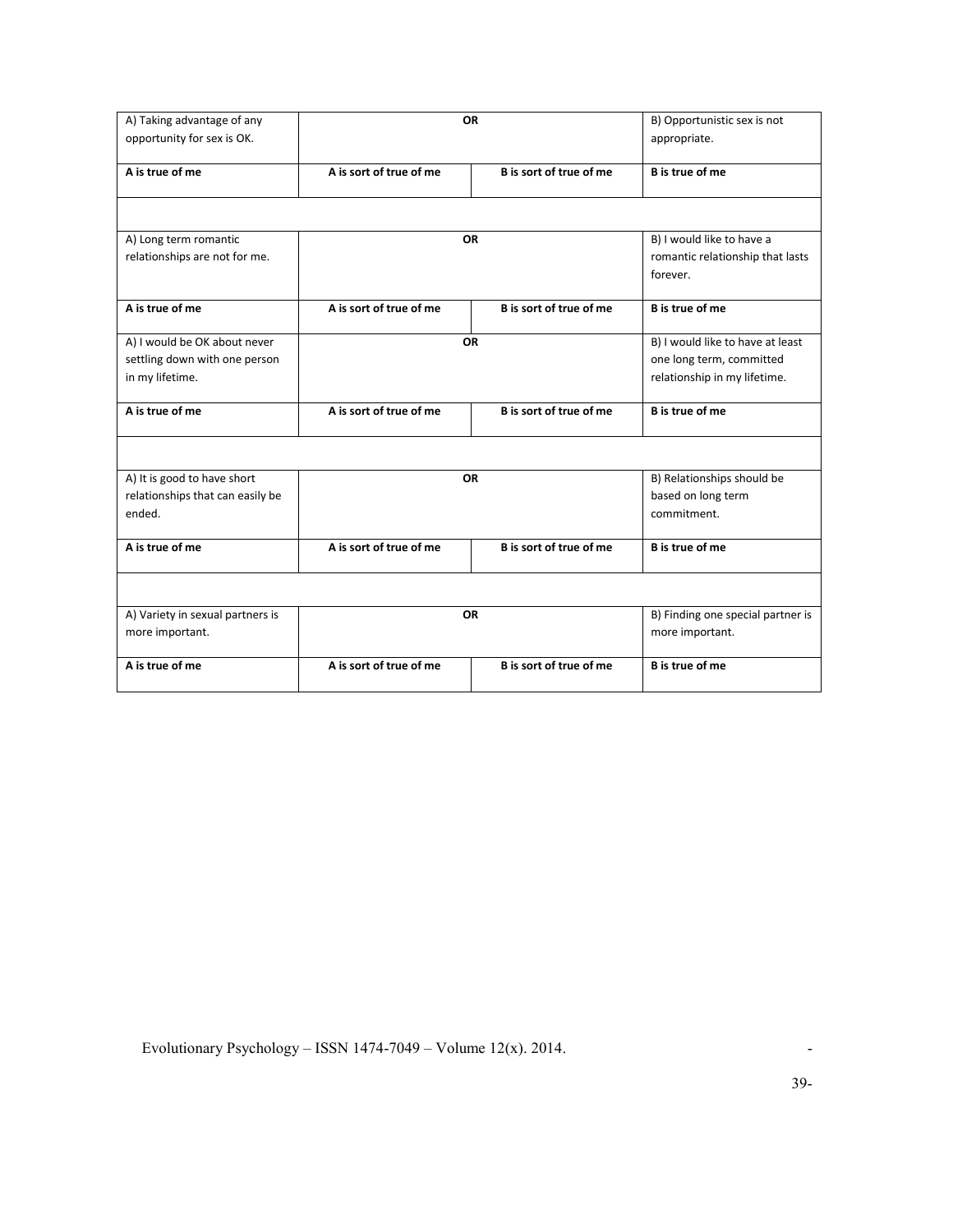| A) Taking advantage of any opportunity for sex is OK. | OR | | B) Opportunistic sex is not appropriate. |
|---|---|---|---|
| **A is true of me** | **A is sort of true of me** | **B is sort of true of me** | **B is true of me** |
| | | | |
| A) Long term romantic relationships are not for me. | OR | | B) I would like to have a romantic relationship that lasts forever. |
| **A is true of me** | **A is sort of true of me** | **B is sort of true of me** | **B is true of me** |
| A) I would be OK about never settling down with one person in my lifetime. | OR | | B) I would like to have at least one long term, committed relationship in my lifetime. |
| **A is true of me** | **A is sort of true of me** | **B is sort of true of me** | **B is true of me** |
| | | | |
| A) It is good to have short relationships that can easily be ended. | OR | | B) Relationships should be based on long term commitment. |
| **A is true of me** | **A is sort of true of me** | **B is sort of true of me** | **B is true of me** |
| | | | |
| A) Variety in sexual partners is more important. | OR | | B) Finding one special partner is more important. |
| **A is true of me** | **A is sort of true of me** | **B is sort of true of me** | **B is true of me** |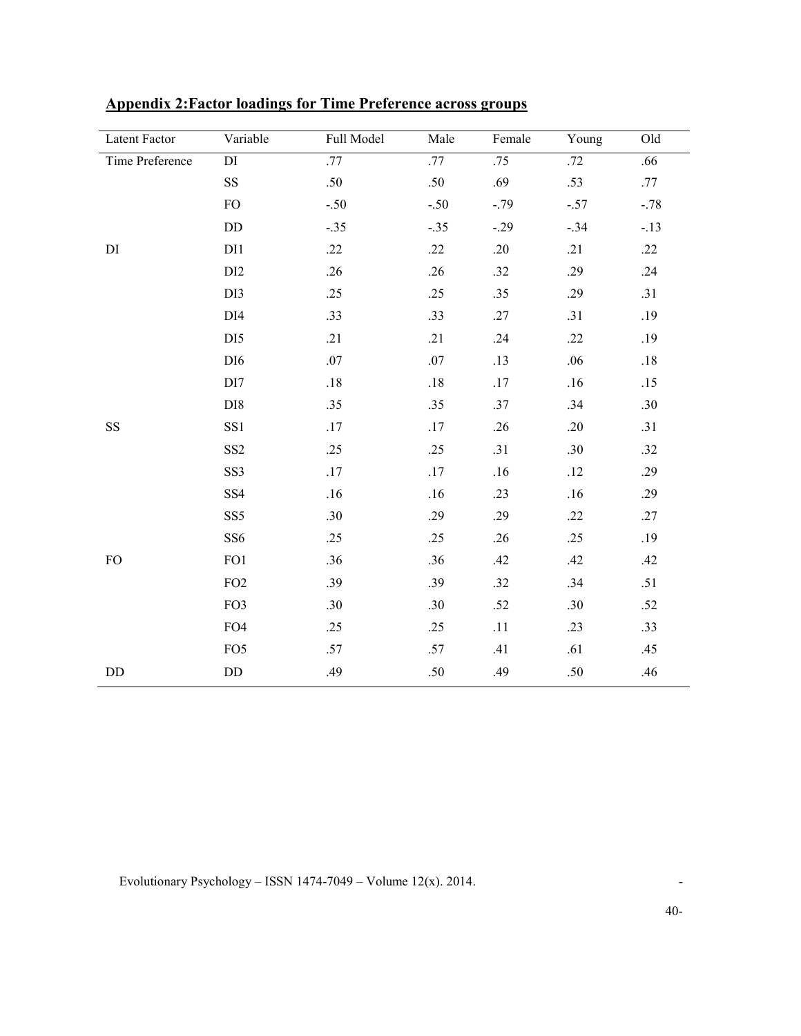## Appendix 2:Factor loadings for Time Preference across groups

| Latent Factor | Variable | Full Model | Male | Female | Young | Old |
|---|---|---|---|---|---|---|
| Time Preference | DI | .77 | .77 | .75 | .72 | .66 |
| | SS | .50 | .50 | .69 | .53 | .77 |
| | FO | -.50 | -.50 | -.79 | -.57 | -.78 |
| | DD | -.35 | -.35 | -.29 | -.34 | -.13 |
| DI | DI1 | .22 | .22 | .20 | .21 | .22 |
| | DI2 | .26 | .26 | .32 | .29 | .24 |
| | DI3 | .25 | .25 | .35 | .29 | .31 |
| | DI4 | .33 | .33 | .27 | .31 | .19 |
| | DI5 | .21 | .21 | .24 | .22 | .19 |
| | DI6 | .07 | .07 | .13 | .06 | .18 |
| | DI7 | .18 | .18 | .17 | .16 | .15 |
| | DI8 | .35 | .35 | .37 | .34 | .30 |
| SS | SS1 | .17 | .17 | .26 | .20 | .31 |
| | SS2 | .25 | .25 | .31 | .30 | .32 |
| | SS3 | .17 | .17 | .16 | .12 | .29 |
| | SS4 | .16 | .16 | .23 | .16 | .29 |
| | SS5 | .30 | .29 | .29 | .22 | .27 |
| | SS6 | .25 | .25 | .26 | .25 | .19 |
| FO | FO1 | .36 | .36 | .42 | .42 | .42 |
| | FO2 | .39 | .39 | .32 | .34 | .51 |
| | FO3 | .30 | .30 | .52 | .30 | .52 |
| | FO4 | .25 | .25 | .11 | .23 | .33 |
| | FO5 | .57 | .57 | .41 | .61 | .45 |
| DD | DD | .49 | .50 | .49 | .50 | .46 |